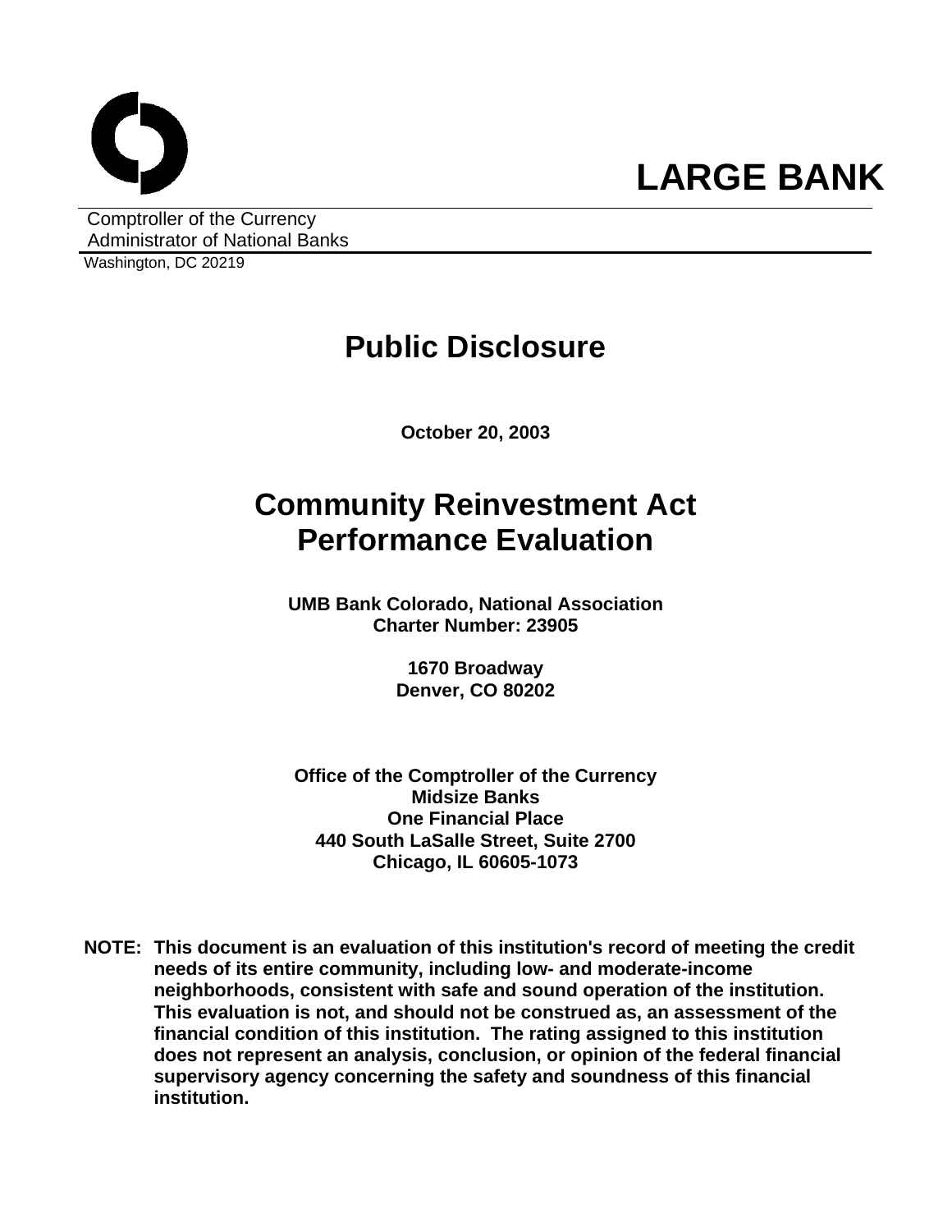**LARGE BANK**

Comptroller of the Currency
Administrator of National Banks
Washington, DC 20219

# Public Disclosure

**October 20, 2003**

# Community Reinvestment Act Performance Evaluation

**UMB Bank Colorado, National Association**
**Charter Number: 23905**

**1670 Broadway**
**Denver, CO 80202**

**Office of the Comptroller of the Currency**
**Midsize Banks**
**One Financial Place**
**440 South LaSalle Street, Suite 2700**
**Chicago, IL 60605-1073**

**NOTE: This document is an evaluation of this institution's record of meeting the credit needs of its entire community, including low- and moderate-income neighborhoods, consistent with safe and sound operation of the institution. This evaluation is not, and should not be construed as, an assessment of the financial condition of this institution. The rating assigned to this institution does not represent an analysis, conclusion, or opinion of the federal financial supervisory agency concerning the safety and soundness of this financial institution.**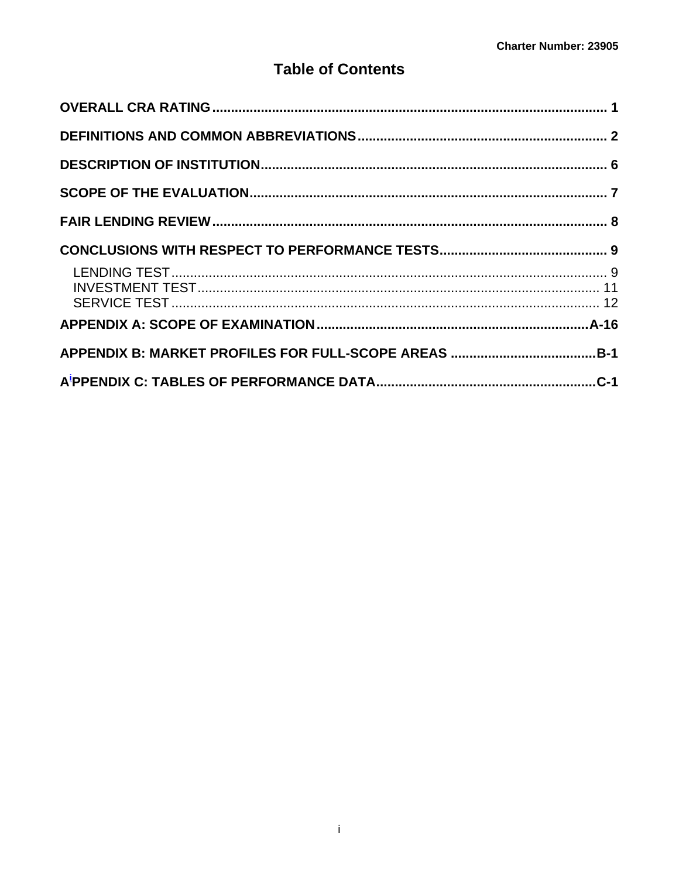# Table of Contents

**OVERALL CRA RATING** .......... 1

**DEFINITIONS AND COMMON ABBREVIATIONS** .......... 2

**DESCRIPTION OF INSTITUTION** .......... 6

**SCOPE OF THE EVALUATION** .......... 7

**FAIR LENDING REVIEW** .......... 8

**CONCLUSIONS WITH RESPECT TO PERFORMANCE TESTS** .......... 9

- LENDING TEST .......... 9
- INVESTMENT TEST .......... 11
- SERVICE TEST .......... 12

**APPENDIX A: SCOPE OF EXAMINATION** .......... A-16

**APPENDIX B: MARKET PROFILES FOR FULL-SCOPE AREAS** .......... B-1

**APPENDIX C: TABLES OF PERFORMANCE DATA** .......... C-1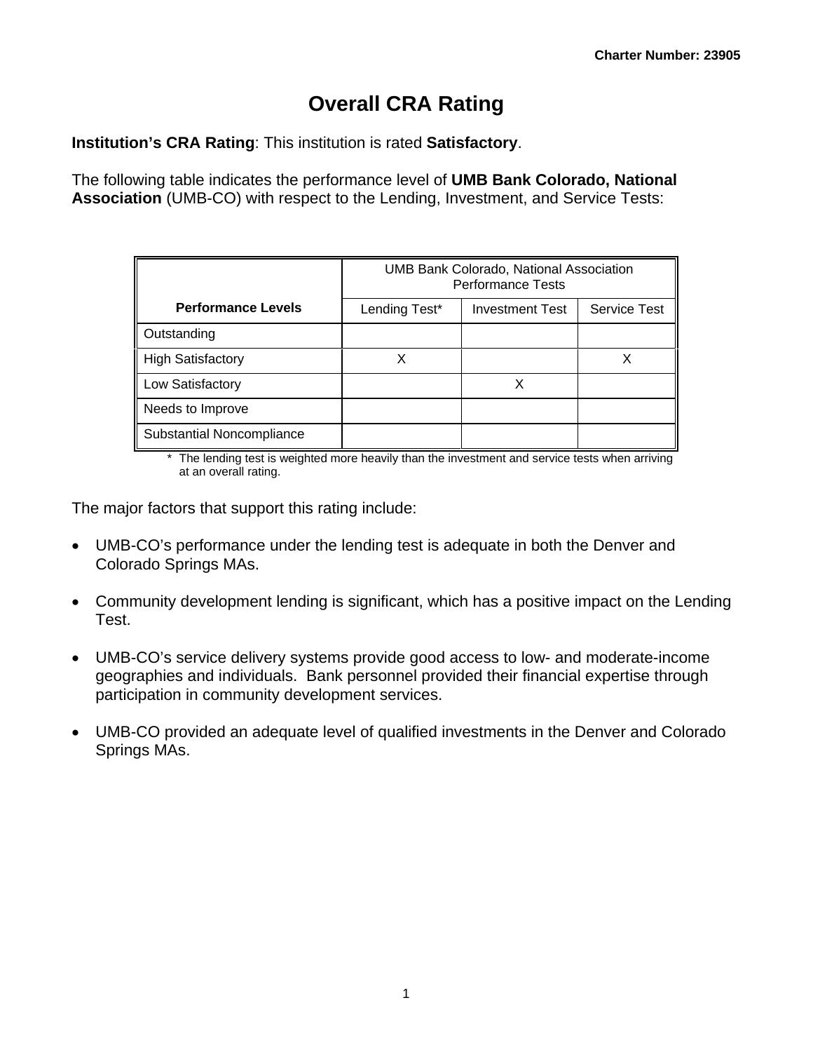# Overall CRA Rating

**Institution's CRA Rating**: This institution is rated **Satisfactory**.

The following table indicates the performance level of **UMB Bank Colorado, National Association** (UMB-CO) with respect to the Lending, Investment, and Service Tests:

| Performance Levels | UMB Bank Colorado, National Association Performance Tests | | |
|---|---|---|---|
| | Lending Test* | Investment Test | Service Test |
| Outstanding | | | |
| High Satisfactory | X | | X |
| Low Satisfactory | | X | |
| Needs to Improve | | | |
| Substantial Noncompliance | | | |

\* The lending test is weighted more heavily than the investment and service tests when arriving at an overall rating.

The major factors that support this rating include:

- UMB-CO's performance under the lending test is adequate in both the Denver and Colorado Springs MAs.
- Community development lending is significant, which has a positive impact on the Lending Test.
- UMB-CO's service delivery systems provide good access to low- and moderate-income geographies and individuals. Bank personnel provided their financial expertise through participation in community development services.
- UMB-CO provided an adequate level of qualified investments in the Denver and Colorado Springs MAs.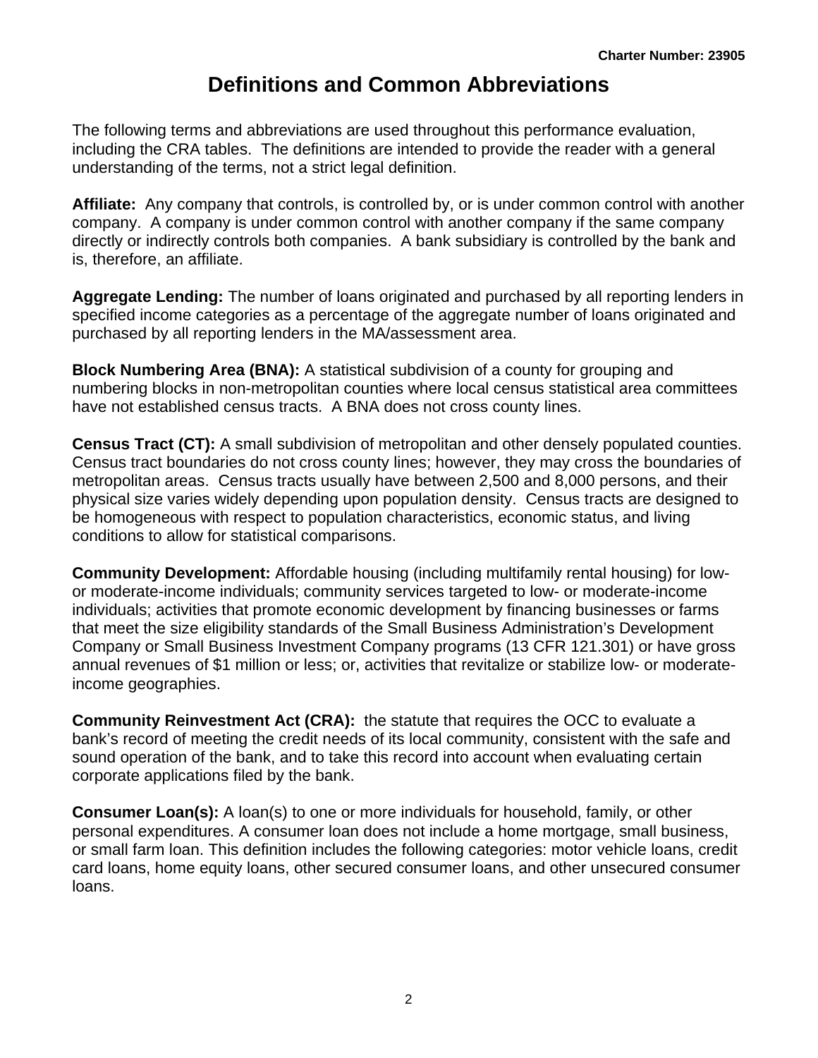# Definitions and Common Abbreviations

The following terms and abbreviations are used throughout this performance evaluation, including the CRA tables. The definitions are intended to provide the reader with a general understanding of the terms, not a strict legal definition.

**Affiliate:** Any company that controls, is controlled by, or is under common control with another company. A company is under common control with another company if the same company directly or indirectly controls both companies. A bank subsidiary is controlled by the bank and is, therefore, an affiliate.

**Aggregate Lending:** The number of loans originated and purchased by all reporting lenders in specified income categories as a percentage of the aggregate number of loans originated and purchased by all reporting lenders in the MA/assessment area.

**Block Numbering Area (BNA):** A statistical subdivision of a county for grouping and numbering blocks in non-metropolitan counties where local census statistical area committees have not established census tracts. A BNA does not cross county lines.

**Census Tract (CT):** A small subdivision of metropolitan and other densely populated counties. Census tract boundaries do not cross county lines; however, they may cross the boundaries of metropolitan areas. Census tracts usually have between 2,500 and 8,000 persons, and their physical size varies widely depending upon population density. Census tracts are designed to be homogeneous with respect to population characteristics, economic status, and living conditions to allow for statistical comparisons.

**Community Development:** Affordable housing (including multifamily rental housing) for low- or moderate-income individuals; community services targeted to low- or moderate-income individuals; activities that promote economic development by financing businesses or farms that meet the size eligibility standards of the Small Business Administration's Development Company or Small Business Investment Company programs (13 CFR 121.301) or have gross annual revenues of $1 million or less; or, activities that revitalize or stabilize low- or moderate-income geographies.

**Community Reinvestment Act (CRA):** the statute that requires the OCC to evaluate a bank's record of meeting the credit needs of its local community, consistent with the safe and sound operation of the bank, and to take this record into account when evaluating certain corporate applications filed by the bank.

**Consumer Loan(s):** A loan(s) to one or more individuals for household, family, or other personal expenditures. A consumer loan does not include a home mortgage, small business, or small farm loan. This definition includes the following categories: motor vehicle loans, credit card loans, home equity loans, other secured consumer loans, and other unsecured consumer loans.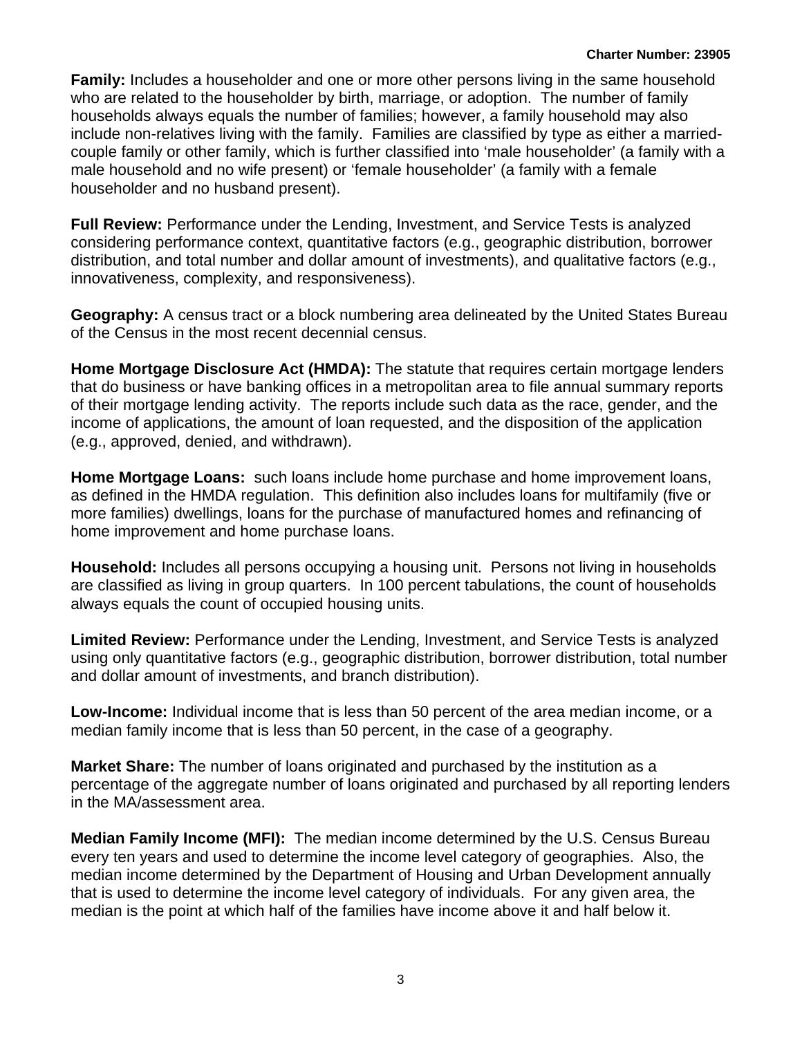**Family:** Includes a householder and one or more other persons living in the same household who are related to the householder by birth, marriage, or adoption. The number of family households always equals the number of families; however, a family household may also include non-relatives living with the family. Families are classified by type as either a married-couple family or other family, which is further classified into 'male householder' (a family with a male household and no wife present) or 'female householder' (a family with a female householder and no husband present).

**Full Review:** Performance under the Lending, Investment, and Service Tests is analyzed considering performance context, quantitative factors (e.g., geographic distribution, borrower distribution, and total number and dollar amount of investments), and qualitative factors (e.g., innovativeness, complexity, and responsiveness).

**Geography:** A census tract or a block numbering area delineated by the United States Bureau of the Census in the most recent decennial census.

**Home Mortgage Disclosure Act (HMDA):** The statute that requires certain mortgage lenders that do business or have banking offices in a metropolitan area to file annual summary reports of their mortgage lending activity. The reports include such data as the race, gender, and the income of applications, the amount of loan requested, and the disposition of the application (e.g., approved, denied, and withdrawn).

**Home Mortgage Loans:** such loans include home purchase and home improvement loans, as defined in the HMDA regulation. This definition also includes loans for multifamily (five or more families) dwellings, loans for the purchase of manufactured homes and refinancing of home improvement and home purchase loans.

**Household:** Includes all persons occupying a housing unit. Persons not living in households are classified as living in group quarters. In 100 percent tabulations, the count of households always equals the count of occupied housing units.

**Limited Review:** Performance under the Lending, Investment, and Service Tests is analyzed using only quantitative factors (e.g., geographic distribution, borrower distribution, total number and dollar amount of investments, and branch distribution).

**Low-Income:** Individual income that is less than 50 percent of the area median income, or a median family income that is less than 50 percent, in the case of a geography.

**Market Share:** The number of loans originated and purchased by the institution as a percentage of the aggregate number of loans originated and purchased by all reporting lenders in the MA/assessment area.

**Median Family Income (MFI):** The median income determined by the U.S. Census Bureau every ten years and used to determine the income level category of geographies. Also, the median income determined by the Department of Housing and Urban Development annually that is used to determine the income level category of individuals. For any given area, the median is the point at which half of the families have income above it and half below it.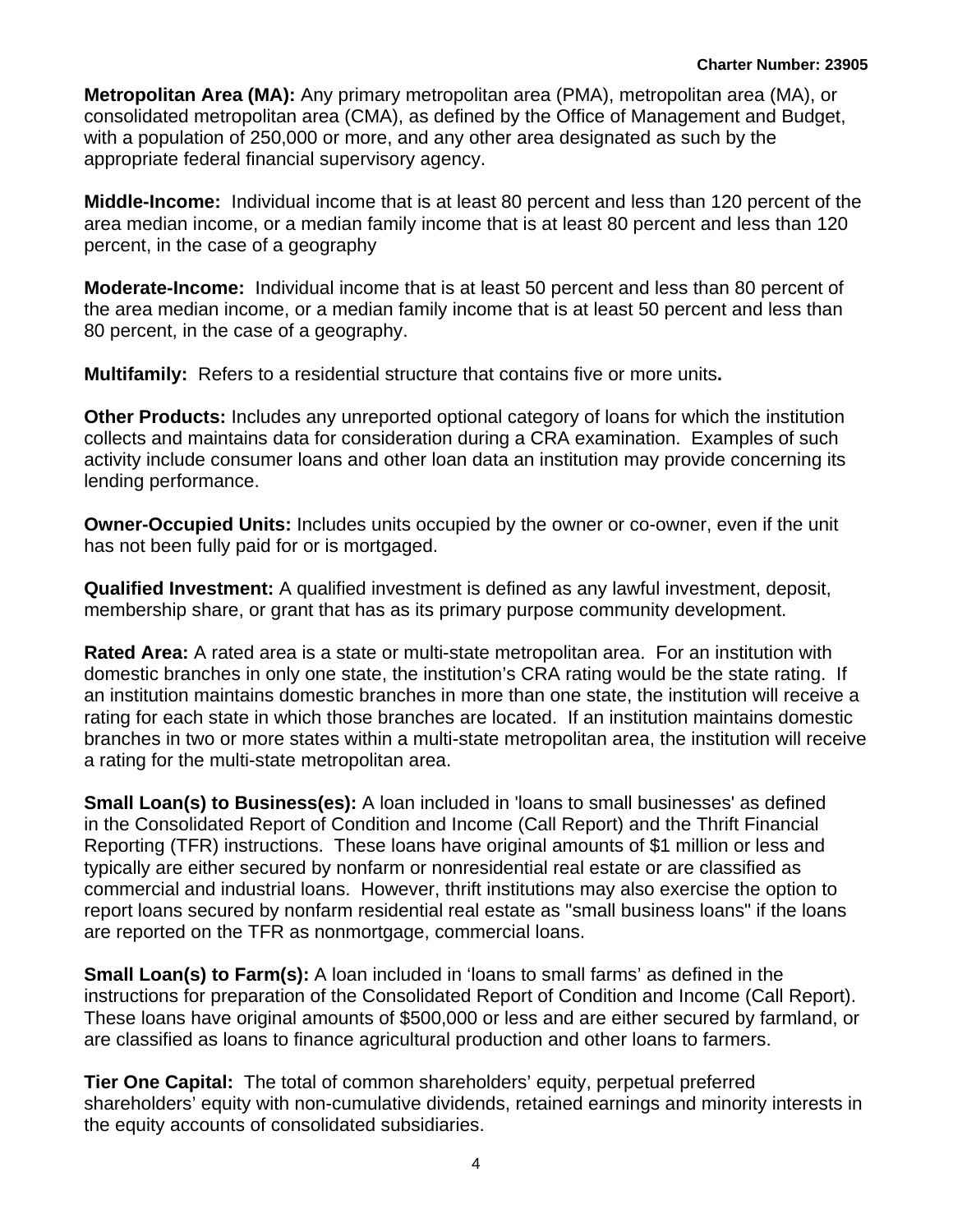**Metropolitan Area (MA):** Any primary metropolitan area (PMA), metropolitan area (MA), or consolidated metropolitan area (CMA), as defined by the Office of Management and Budget, with a population of 250,000 or more, and any other area designated as such by the appropriate federal financial supervisory agency.

**Middle-Income:** Individual income that is at least 80 percent and less than 120 percent of the area median income, or a median family income that is at least 80 percent and less than 120 percent, in the case of a geography

**Moderate-Income:** Individual income that is at least 50 percent and less than 80 percent of the area median income, or a median family income that is at least 50 percent and less than 80 percent, in the case of a geography.

**Multifamily:** Refers to a residential structure that contains five or more units**.**

**Other Products:** Includes any unreported optional category of loans for which the institution collects and maintains data for consideration during a CRA examination. Examples of such activity include consumer loans and other loan data an institution may provide concerning its lending performance.

**Owner-Occupied Units:** Includes units occupied by the owner or co-owner, even if the unit has not been fully paid for or is mortgaged.

**Qualified Investment:** A qualified investment is defined as any lawful investment, deposit, membership share, or grant that has as its primary purpose community development.

**Rated Area:** A rated area is a state or multi-state metropolitan area. For an institution with domestic branches in only one state, the institution's CRA rating would be the state rating. If an institution maintains domestic branches in more than one state, the institution will receive a rating for each state in which those branches are located. If an institution maintains domestic branches in two or more states within a multi-state metropolitan area, the institution will receive a rating for the multi-state metropolitan area.

**Small Loan(s) to Business(es):** A loan included in 'loans to small businesses' as defined in the Consolidated Report of Condition and Income (Call Report) and the Thrift Financial Reporting (TFR) instructions. These loans have original amounts of $1 million or less and typically are either secured by nonfarm or nonresidential real estate or are classified as commercial and industrial loans. However, thrift institutions may also exercise the option to report loans secured by nonfarm residential real estate as "small business loans" if the loans are reported on the TFR as nonmortgage, commercial loans.

**Small Loan(s) to Farm(s):** A loan included in 'loans to small farms' as defined in the instructions for preparation of the Consolidated Report of Condition and Income (Call Report). These loans have original amounts of $500,000 or less and are either secured by farmland, or are classified as loans to finance agricultural production and other loans to farmers.

**Tier One Capital:** The total of common shareholders' equity, perpetual preferred shareholders' equity with non-cumulative dividends, retained earnings and minority interests in the equity accounts of consolidated subsidiaries.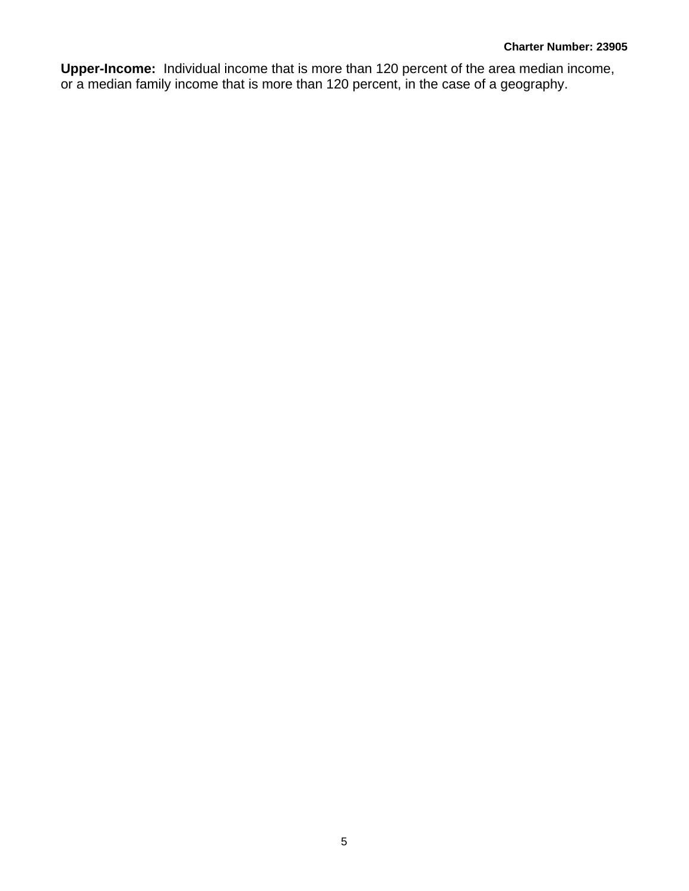**Upper-Income:** Individual income that is more than 120 percent of the area median income, or a median family income that is more than 120 percent, in the case of a geography.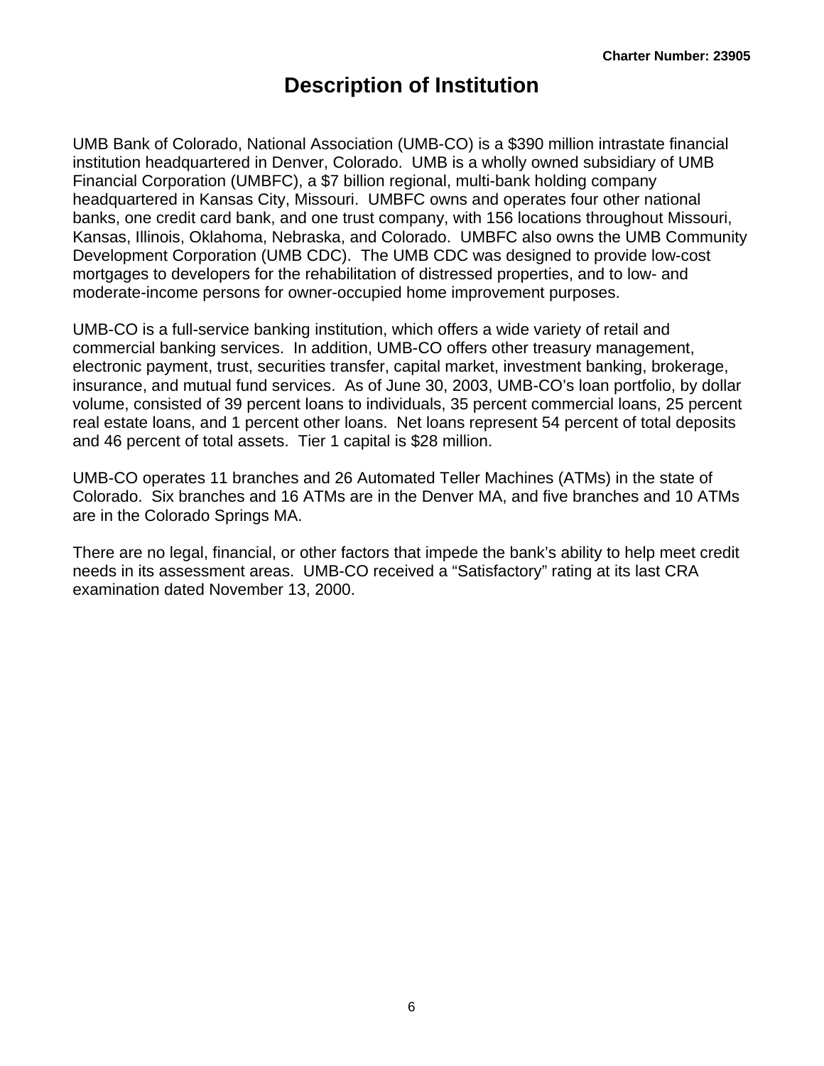# Description of Institution

UMB Bank of Colorado, National Association (UMB-CO) is a $390 million intrastate financial institution headquartered in Denver, Colorado. UMB is a wholly owned subsidiary of UMB Financial Corporation (UMBFC), a $7 billion regional, multi-bank holding company headquartered in Kansas City, Missouri. UMBFC owns and operates four other national banks, one credit card bank, and one trust company, with 156 locations throughout Missouri, Kansas, Illinois, Oklahoma, Nebraska, and Colorado. UMBFC also owns the UMB Community Development Corporation (UMB CDC). The UMB CDC was designed to provide low-cost mortgages to developers for the rehabilitation of distressed properties, and to low- and moderate-income persons for owner-occupied home improvement purposes.

UMB-CO is a full-service banking institution, which offers a wide variety of retail and commercial banking services. In addition, UMB-CO offers other treasury management, electronic payment, trust, securities transfer, capital market, investment banking, brokerage, insurance, and mutual fund services. As of June 30, 2003, UMB-CO's loan portfolio, by dollar volume, consisted of 39 percent loans to individuals, 35 percent commercial loans, 25 percent real estate loans, and 1 percent other loans. Net loans represent 54 percent of total deposits and 46 percent of total assets. Tier 1 capital is $28 million.

UMB-CO operates 11 branches and 26 Automated Teller Machines (ATMs) in the state of Colorado. Six branches and 16 ATMs are in the Denver MA, and five branches and 10 ATMs are in the Colorado Springs MA.

There are no legal, financial, or other factors that impede the bank's ability to help meet credit needs in its assessment areas. UMB-CO received a "Satisfactory" rating at its last CRA examination dated November 13, 2000.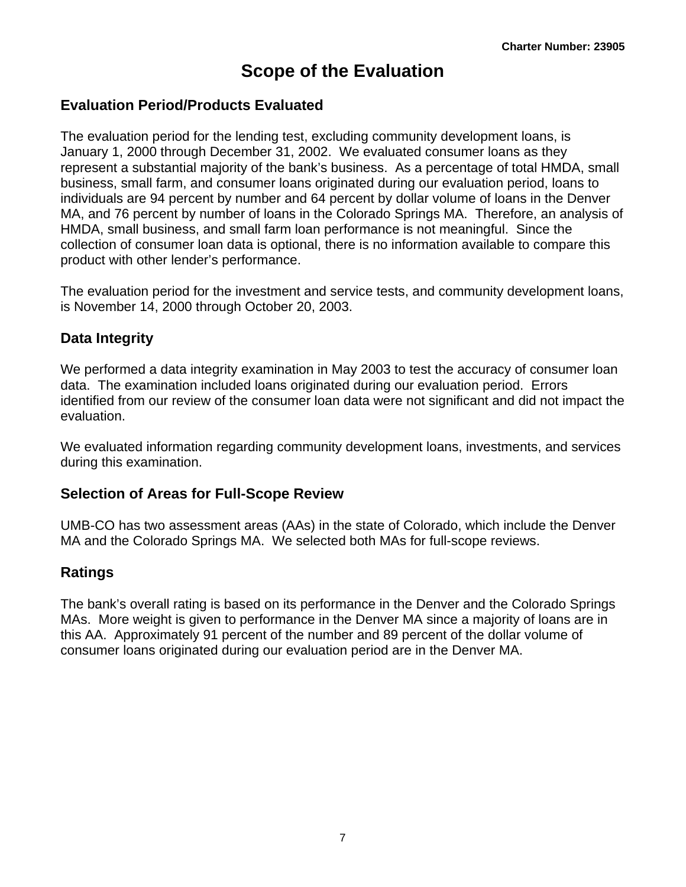# Scope of the Evaluation

## Evaluation Period/Products Evaluated

The evaluation period for the lending test, excluding community development loans, is January 1, 2000 through December 31, 2002. We evaluated consumer loans as they represent a substantial majority of the bank's business. As a percentage of total HMDA, small business, small farm, and consumer loans originated during our evaluation period, loans to individuals are 94 percent by number and 64 percent by dollar volume of loans in the Denver MA, and 76 percent by number of loans in the Colorado Springs MA. Therefore, an analysis of HMDA, small business, and small farm loan performance is not meaningful. Since the collection of consumer loan data is optional, there is no information available to compare this product with other lender's performance.

The evaluation period for the investment and service tests, and community development loans, is November 14, 2000 through October 20, 2003.

## Data Integrity

We performed a data integrity examination in May 2003 to test the accuracy of consumer loan data. The examination included loans originated during our evaluation period. Errors identified from our review of the consumer loan data were not significant and did not impact the evaluation.

We evaluated information regarding community development loans, investments, and services during this examination.

## Selection of Areas for Full-Scope Review

UMB-CO has two assessment areas (AAs) in the state of Colorado, which include the Denver MA and the Colorado Springs MA. We selected both MAs for full-scope reviews.

## Ratings

The bank's overall rating is based on its performance in the Denver and the Colorado Springs MAs. More weight is given to performance in the Denver MA since a majority of loans are in this AA. Approximately 91 percent of the number and 89 percent of the dollar volume of consumer loans originated during our evaluation period are in the Denver MA.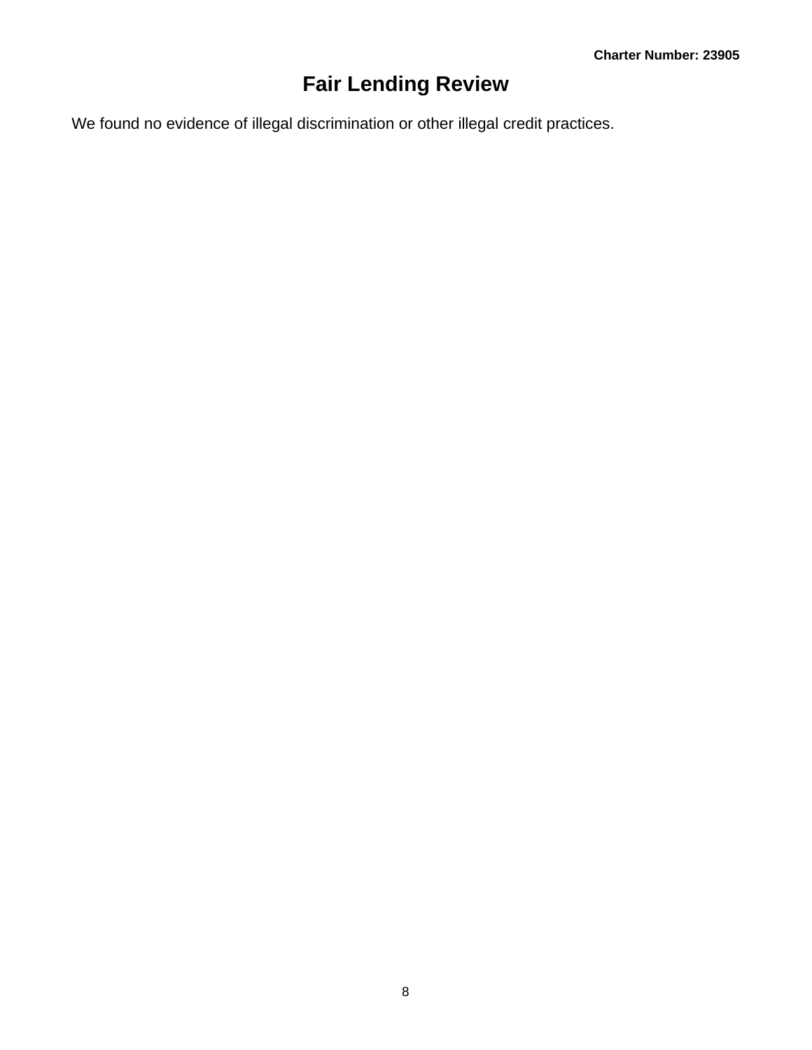# Fair Lending Review

We found no evidence of illegal discrimination or other illegal credit practices.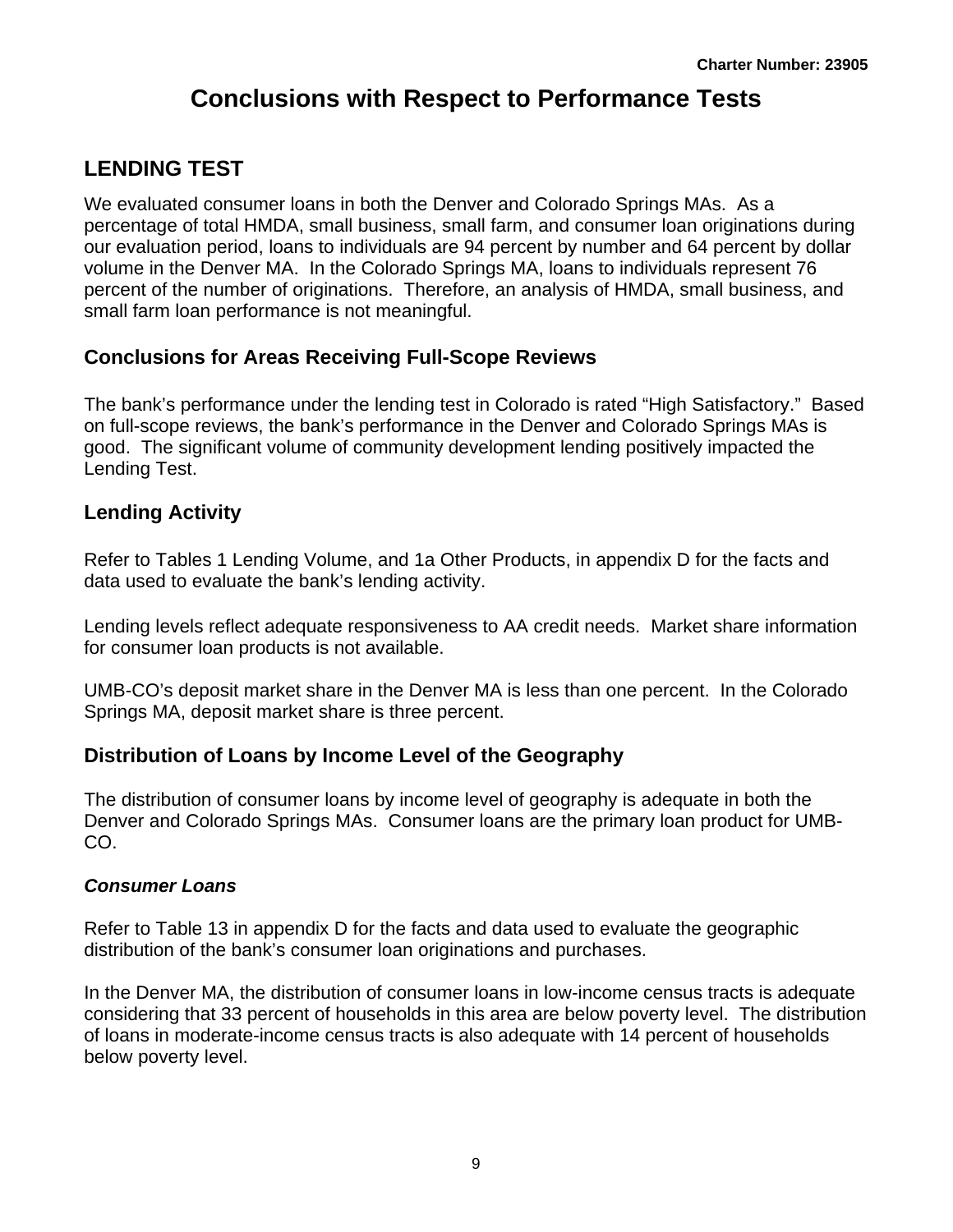# Conclusions with Respect to Performance Tests

## LENDING TEST

We evaluated consumer loans in both the Denver and Colorado Springs MAs. As a percentage of total HMDA, small business, small farm, and consumer loan originations during our evaluation period, loans to individuals are 94 percent by number and 64 percent by dollar volume in the Denver MA. In the Colorado Springs MA, loans to individuals represent 76 percent of the number of originations. Therefore, an analysis of HMDA, small business, and small farm loan performance is not meaningful.

### Conclusions for Areas Receiving Full-Scope Reviews

The bank's performance under the lending test in Colorado is rated "High Satisfactory." Based on full-scope reviews, the bank's performance in the Denver and Colorado Springs MAs is good. The significant volume of community development lending positively impacted the Lending Test.

### Lending Activity

Refer to Tables 1 Lending Volume, and 1a Other Products, in appendix D for the facts and data used to evaluate the bank's lending activity.

Lending levels reflect adequate responsiveness to AA credit needs. Market share information for consumer loan products is not available.

UMB-CO's deposit market share in the Denver MA is less than one percent. In the Colorado Springs MA, deposit market share is three percent.

### Distribution of Loans by Income Level of the Geography

The distribution of consumer loans by income level of geography is adequate in both the Denver and Colorado Springs MAs. Consumer loans are the primary loan product for UMB-CO.

#### *Consumer Loans*

Refer to Table 13 in appendix D for the facts and data used to evaluate the geographic distribution of the bank's consumer loan originations and purchases.

In the Denver MA, the distribution of consumer loans in low-income census tracts is adequate considering that 33 percent of households in this area are below poverty level. The distribution of loans in moderate-income census tracts is also adequate with 14 percent of households below poverty level.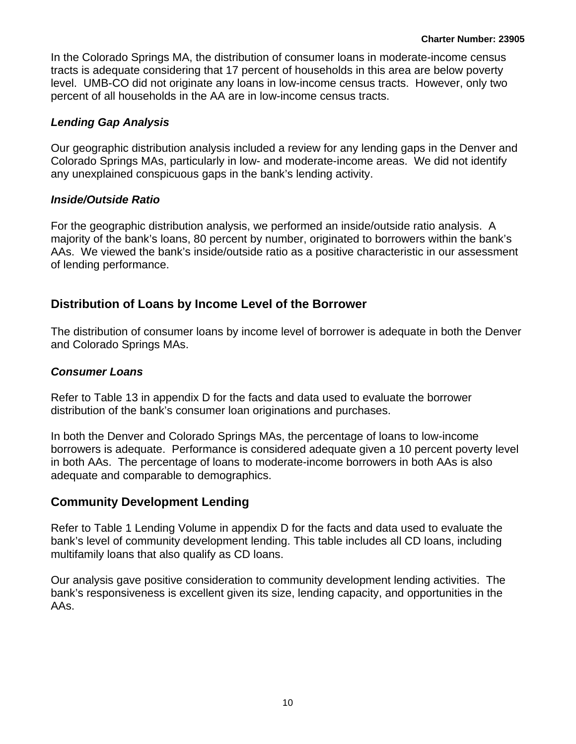In the Colorado Springs MA, the distribution of consumer loans in moderate-income census tracts is adequate considering that 17 percent of households in this area are below poverty level. UMB-CO did not originate any loans in low-income census tracts. However, only two percent of all households in the AA are in low-income census tracts.

### *Lending Gap Analysis*

Our geographic distribution analysis included a review for any lending gaps in the Denver and Colorado Springs MAs, particularly in low- and moderate-income areas. We did not identify any unexplained conspicuous gaps in the bank's lending activity.

### *Inside/Outside Ratio*

For the geographic distribution analysis, we performed an inside/outside ratio analysis. A majority of the bank's loans, 80 percent by number, originated to borrowers within the bank's AAs. We viewed the bank's inside/outside ratio as a positive characteristic in our assessment of lending performance.

## Distribution of Loans by Income Level of the Borrower

The distribution of consumer loans by income level of borrower is adequate in both the Denver and Colorado Springs MAs.

### *Consumer Loans*

Refer to Table 13 in appendix D for the facts and data used to evaluate the borrower distribution of the bank's consumer loan originations and purchases.

In both the Denver and Colorado Springs MAs, the percentage of loans to low-income borrowers is adequate. Performance is considered adequate given a 10 percent poverty level in both AAs. The percentage of loans to moderate-income borrowers in both AAs is also adequate and comparable to demographics.

## Community Development Lending

Refer to Table 1 Lending Volume in appendix D for the facts and data used to evaluate the bank's level of community development lending. This table includes all CD loans, including multifamily loans that also qualify as CD loans.

Our analysis gave positive consideration to community development lending activities. The bank's responsiveness is excellent given its size, lending capacity, and opportunities in the AAs.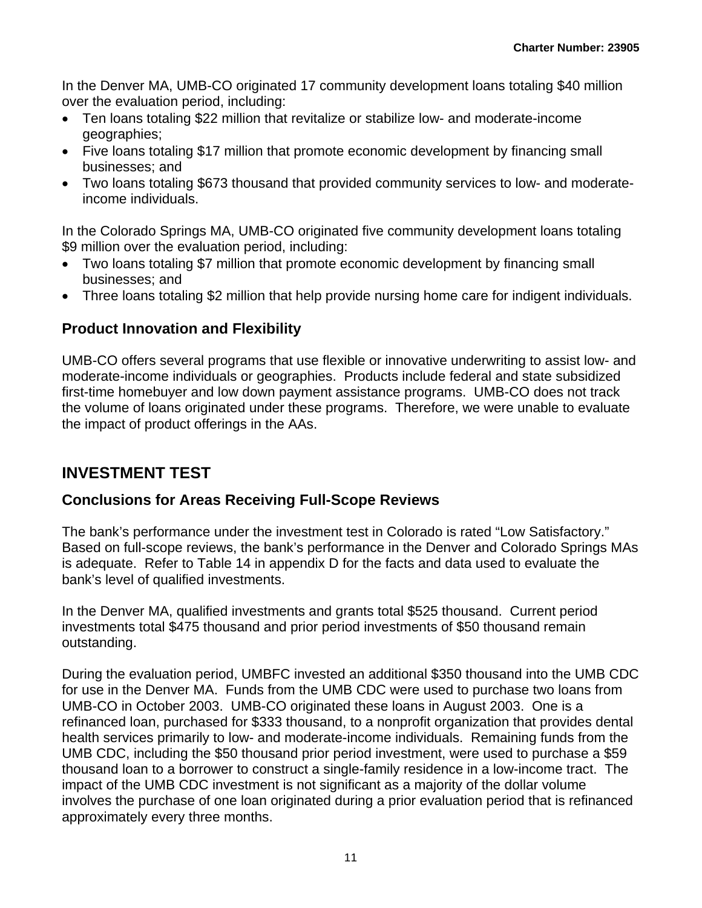In the Denver MA, UMB-CO originated 17 community development loans totaling $40 million over the evaluation period, including:

- Ten loans totaling $22 million that revitalize or stabilize low- and moderate-income geographies;
- Five loans totaling $17 million that promote economic development by financing small businesses; and
- Two loans totaling $673 thousand that provided community services to low- and moderate-income individuals.

In the Colorado Springs MA, UMB-CO originated five community development loans totaling $9 million over the evaluation period, including:

- Two loans totaling $7 million that promote economic development by financing small businesses; and
- Three loans totaling $2 million that help provide nursing home care for indigent individuals.

### Product Innovation and Flexibility

UMB-CO offers several programs that use flexible or innovative underwriting to assist low- and moderate-income individuals or geographies. Products include federal and state subsidized first-time homebuyer and low down payment assistance programs. UMB-CO does not track the volume of loans originated under these programs. Therefore, we were unable to evaluate the impact of product offerings in the AAs.

## INVESTMENT TEST

### Conclusions for Areas Receiving Full-Scope Reviews

The bank's performance under the investment test in Colorado is rated "Low Satisfactory." Based on full-scope reviews, the bank's performance in the Denver and Colorado Springs MAs is adequate. Refer to Table 14 in appendix D for the facts and data used to evaluate the bank's level of qualified investments.

In the Denver MA, qualified investments and grants total $525 thousand. Current period investments total $475 thousand and prior period investments of $50 thousand remain outstanding.

During the evaluation period, UMBFC invested an additional $350 thousand into the UMB CDC for use in the Denver MA. Funds from the UMB CDC were used to purchase two loans from UMB-CO in October 2003. UMB-CO originated these loans in August 2003. One is a refinanced loan, purchased for $333 thousand, to a nonprofit organization that provides dental health services primarily to low- and moderate-income individuals. Remaining funds from the UMB CDC, including the $50 thousand prior period investment, were used to purchase a $59 thousand loan to a borrower to construct a single-family residence in a low-income tract. The impact of the UMB CDC investment is not significant as a majority of the dollar volume involves the purchase of one loan originated during a prior evaluation period that is refinanced approximately every three months.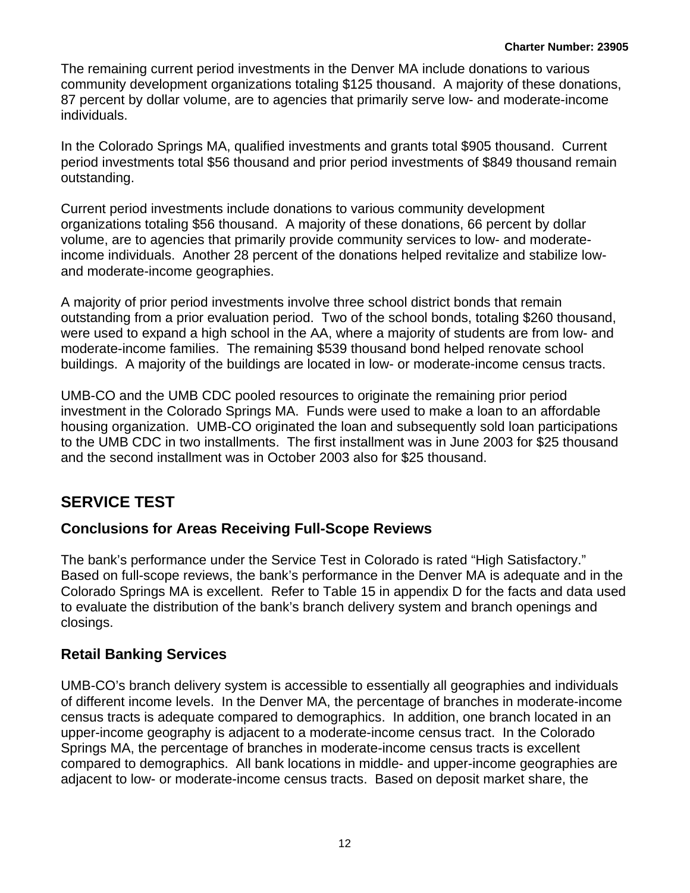The remaining current period investments in the Denver MA include donations to various community development organizations totaling $125 thousand. A majority of these donations, 87 percent by dollar volume, are to agencies that primarily serve low- and moderate-income individuals.

In the Colorado Springs MA, qualified investments and grants total $905 thousand. Current period investments total $56 thousand and prior period investments of $849 thousand remain outstanding.

Current period investments include donations to various community development organizations totaling $56 thousand. A majority of these donations, 66 percent by dollar volume, are to agencies that primarily provide community services to low- and moderate-income individuals. Another 28 percent of the donations helped revitalize and stabilize low- and moderate-income geographies.

A majority of prior period investments involve three school district bonds that remain outstanding from a prior evaluation period. Two of the school bonds, totaling $260 thousand, were used to expand a high school in the AA, where a majority of students are from low- and moderate-income families. The remaining $539 thousand bond helped renovate school buildings. A majority of the buildings are located in low- or moderate-income census tracts.

UMB-CO and the UMB CDC pooled resources to originate the remaining prior period investment in the Colorado Springs MA. Funds were used to make a loan to an affordable housing organization. UMB-CO originated the loan and subsequently sold loan participations to the UMB CDC in two installments. The first installment was in June 2003 for $25 thousand and the second installment was in October 2003 also for $25 thousand.

## SERVICE TEST

### Conclusions for Areas Receiving Full-Scope Reviews

The bank's performance under the Service Test in Colorado is rated "High Satisfactory." Based on full-scope reviews, the bank's performance in the Denver MA is adequate and in the Colorado Springs MA is excellent. Refer to Table 15 in appendix D for the facts and data used to evaluate the distribution of the bank's branch delivery system and branch openings and closings.

### Retail Banking Services

UMB-CO's branch delivery system is accessible to essentially all geographies and individuals of different income levels. In the Denver MA, the percentage of branches in moderate-income census tracts is adequate compared to demographics. In addition, one branch located in an upper-income geography is adjacent to a moderate-income census tract. In the Colorado Springs MA, the percentage of branches in moderate-income census tracts is excellent compared to demographics. All bank locations in middle- and upper-income geographies are adjacent to low- or moderate-income census tracts. Based on deposit market share, the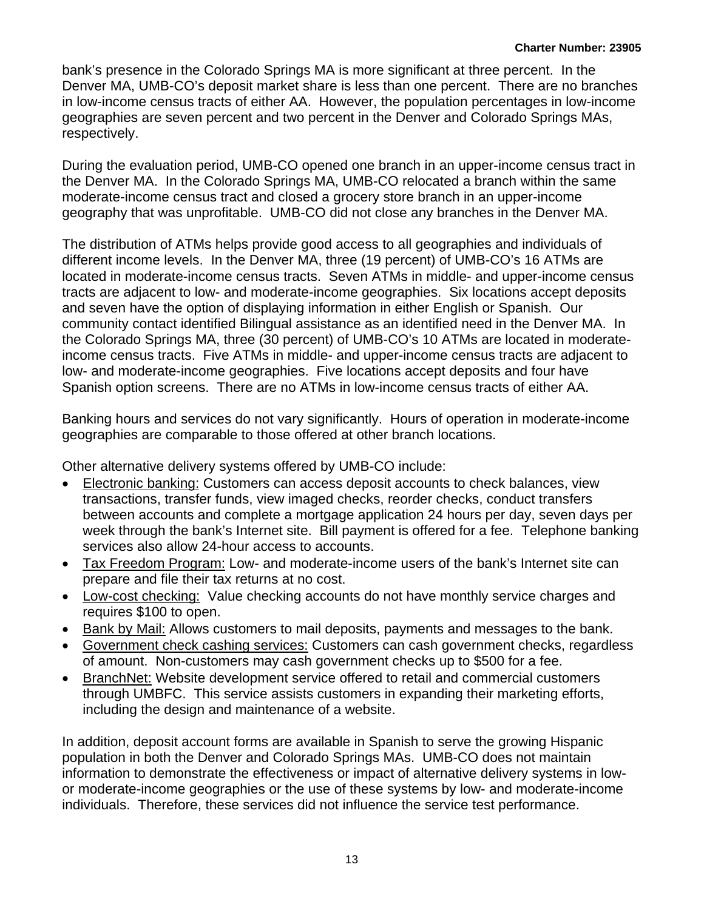bank's presence in the Colorado Springs MA is more significant at three percent. In the Denver MA, UMB-CO's deposit market share is less than one percent. There are no branches in low-income census tracts of either AA. However, the population percentages in low-income geographies are seven percent and two percent in the Denver and Colorado Springs MAs, respectively.

During the evaluation period, UMB-CO opened one branch in an upper-income census tract in the Denver MA. In the Colorado Springs MA, UMB-CO relocated a branch within the same moderate-income census tract and closed a grocery store branch in an upper-income geography that was unprofitable. UMB-CO did not close any branches in the Denver MA.

The distribution of ATMs helps provide good access to all geographies and individuals of different income levels. In the Denver MA, three (19 percent) of UMB-CO's 16 ATMs are located in moderate-income census tracts. Seven ATMs in middle- and upper-income census tracts are adjacent to low- and moderate-income geographies. Six locations accept deposits and seven have the option of displaying information in either English or Spanish. Our community contact identified Bilingual assistance as an identified need in the Denver MA. In the Colorado Springs MA, three (30 percent) of UMB-CO's 10 ATMs are located in moderate-income census tracts. Five ATMs in middle- and upper-income census tracts are adjacent to low- and moderate-income geographies. Five locations accept deposits and four have Spanish option screens. There are no ATMs in low-income census tracts of either AA.

Banking hours and services do not vary significantly. Hours of operation in moderate-income geographies are comparable to those offered at other branch locations.

Other alternative delivery systems offered by UMB-CO include:

- Electronic banking: Customers can access deposit accounts to check balances, view transactions, transfer funds, view imaged checks, reorder checks, conduct transfers between accounts and complete a mortgage application 24 hours per day, seven days per week through the bank's Internet site. Bill payment is offered for a fee. Telephone banking services also allow 24-hour access to accounts.
- Tax Freedom Program: Low- and moderate-income users of the bank's Internet site can prepare and file their tax returns at no cost.
- Low-cost checking: Value checking accounts do not have monthly service charges and requires $100 to open.
- Bank by Mail: Allows customers to mail deposits, payments and messages to the bank.
- Government check cashing services: Customers can cash government checks, regardless of amount. Non-customers may cash government checks up to $500 for a fee.
- BranchNet: Website development service offered to retail and commercial customers through UMBFC. This service assists customers in expanding their marketing efforts, including the design and maintenance of a website.

In addition, deposit account forms are available in Spanish to serve the growing Hispanic population in both the Denver and Colorado Springs MAs. UMB-CO does not maintain information to demonstrate the effectiveness or impact of alternative delivery systems in low- or moderate-income geographies or the use of these systems by low- and moderate-income individuals. Therefore, these services did not influence the service test performance.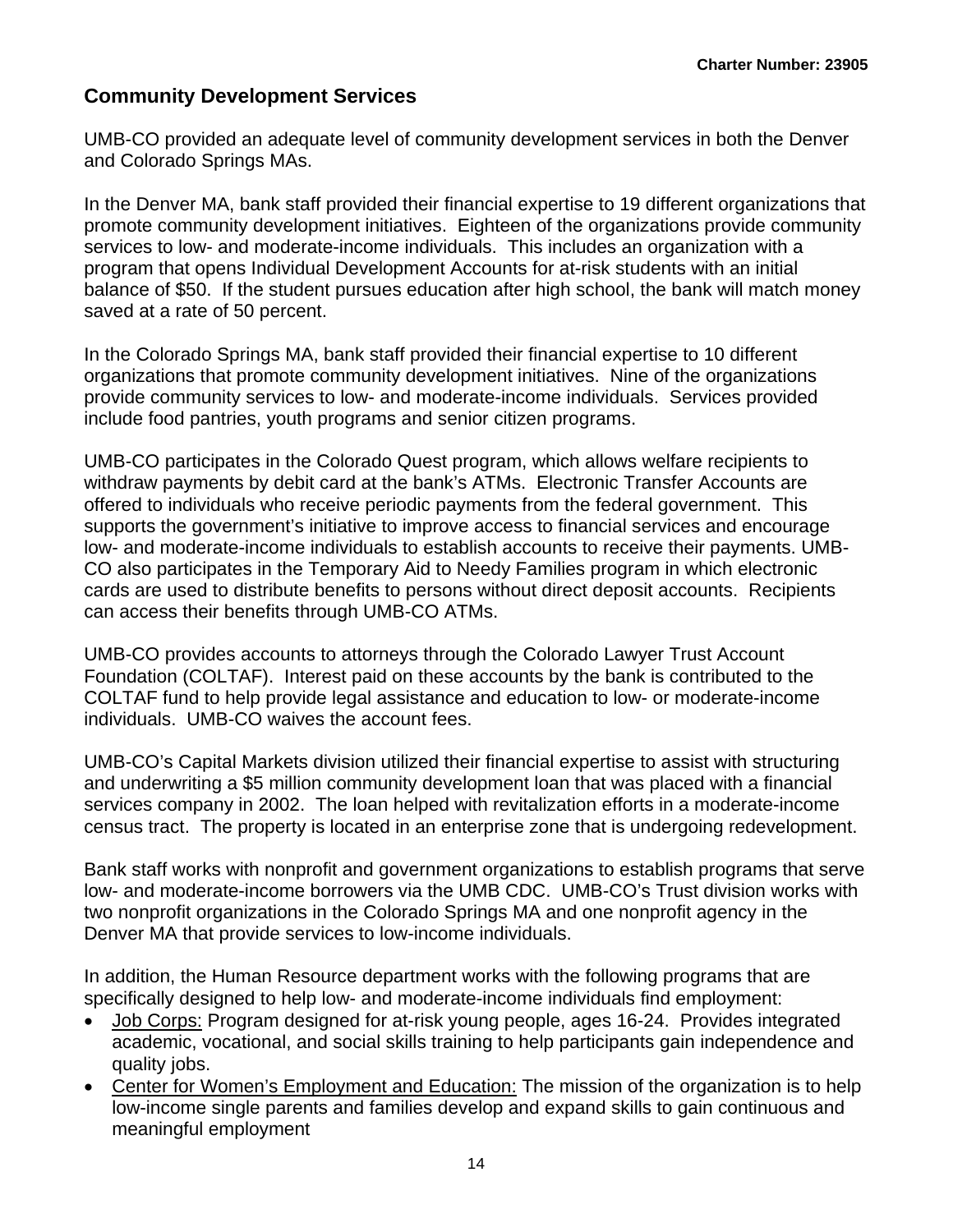## Community Development Services

UMB-CO provided an adequate level of community development services in both the Denver and Colorado Springs MAs.

In the Denver MA, bank staff provided their financial expertise to 19 different organizations that promote community development initiatives. Eighteen of the organizations provide community services to low- and moderate-income individuals. This includes an organization with a program that opens Individual Development Accounts for at-risk students with an initial balance of $50. If the student pursues education after high school, the bank will match money saved at a rate of 50 percent.

In the Colorado Springs MA, bank staff provided their financial expertise to 10 different organizations that promote community development initiatives. Nine of the organizations provide community services to low- and moderate-income individuals. Services provided include food pantries, youth programs and senior citizen programs.

UMB-CO participates in the Colorado Quest program, which allows welfare recipients to withdraw payments by debit card at the bank's ATMs. Electronic Transfer Accounts are offered to individuals who receive periodic payments from the federal government. This supports the government's initiative to improve access to financial services and encourage low- and moderate-income individuals to establish accounts to receive their payments. UMB-CO also participates in the Temporary Aid to Needy Families program in which electronic cards are used to distribute benefits to persons without direct deposit accounts. Recipients can access their benefits through UMB-CO ATMs.

UMB-CO provides accounts to attorneys through the Colorado Lawyer Trust Account Foundation (COLTAF). Interest paid on these accounts by the bank is contributed to the COLTAF fund to help provide legal assistance and education to low- or moderate-income individuals. UMB-CO waives the account fees.

UMB-CO's Capital Markets division utilized their financial expertise to assist with structuring and underwriting a $5 million community development loan that was placed with a financial services company in 2002. The loan helped with revitalization efforts in a moderate-income census tract. The property is located in an enterprise zone that is undergoing redevelopment.

Bank staff works with nonprofit and government organizations to establish programs that serve low- and moderate-income borrowers via the UMB CDC. UMB-CO's Trust division works with two nonprofit organizations in the Colorado Springs MA and one nonprofit agency in the Denver MA that provide services to low-income individuals.

In addition, the Human Resource department works with the following programs that are specifically designed to help low- and moderate-income individuals find employment:

- <u>Job Corps:</u> Program designed for at-risk young people, ages 16-24. Provides integrated academic, vocational, and social skills training to help participants gain independence and quality jobs.
- <u>Center for Women's Employment and Education:</u> The mission of the organization is to help low-income single parents and families develop and expand skills to gain continuous and meaningful employment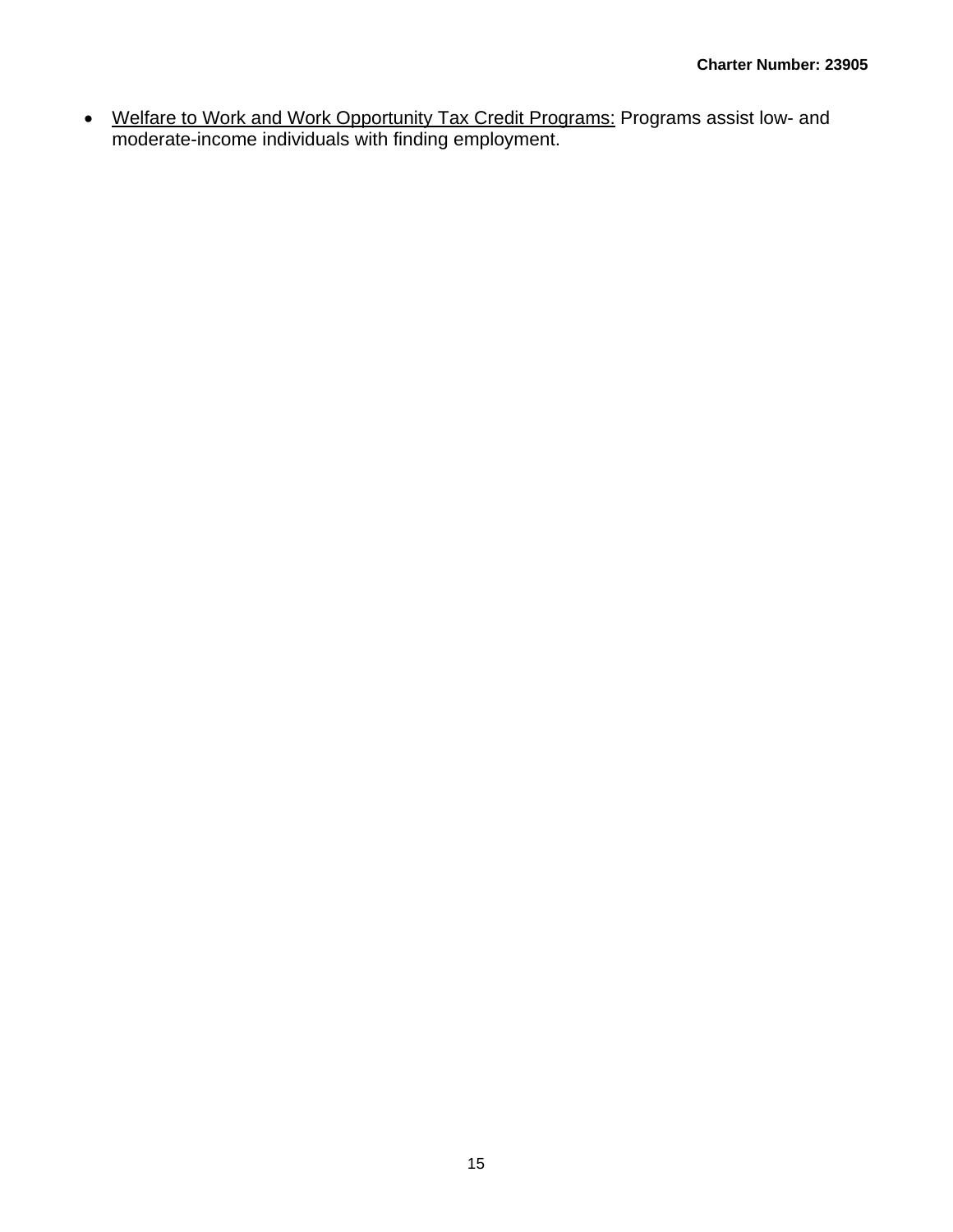- <u>Welfare to Work and Work Opportunity Tax Credit Programs:</u> Programs assist low- and moderate-income individuals with finding employment.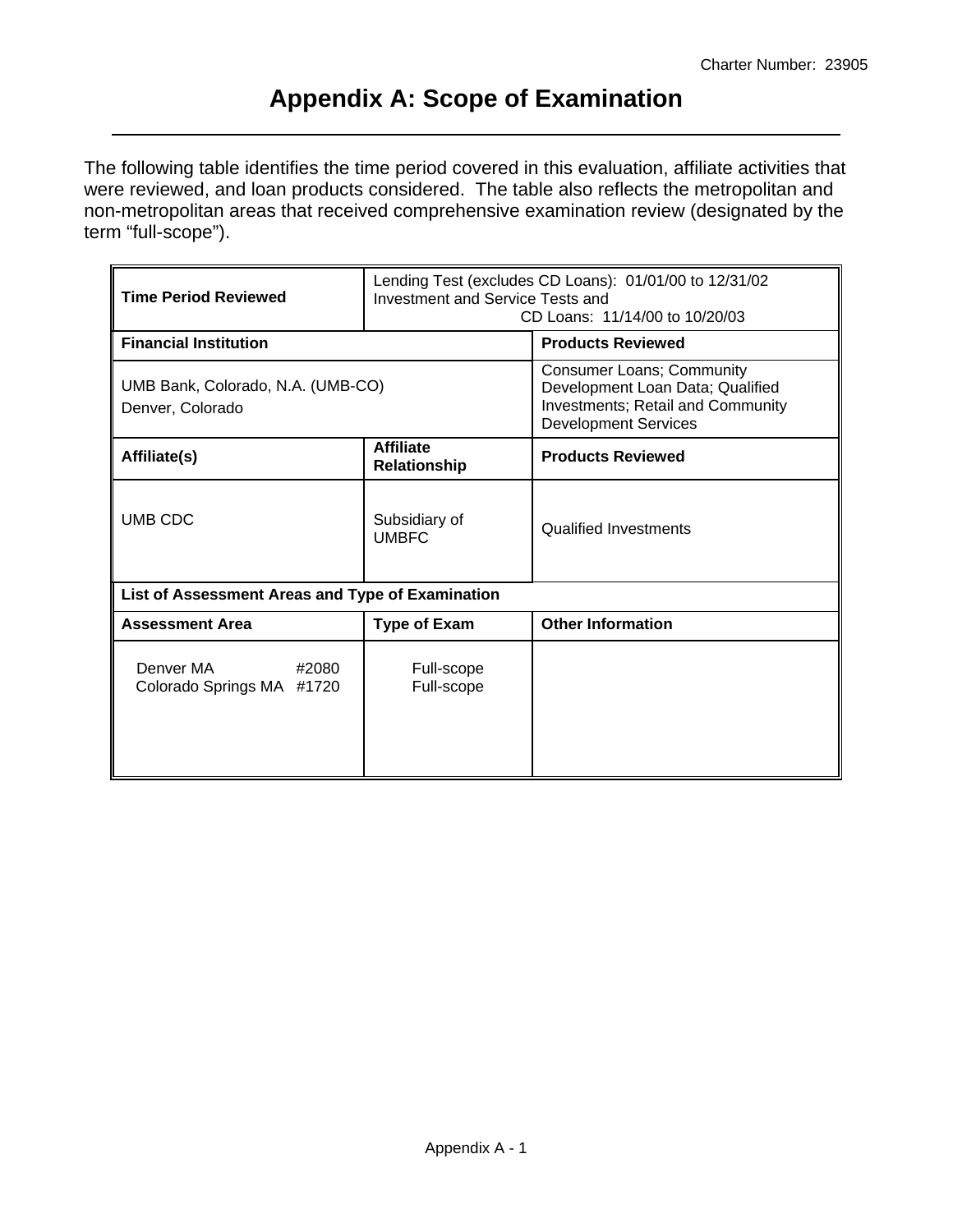# Appendix A: Scope of Examination

The following table identifies the time period covered in this evaluation, affiliate activities that were reviewed, and loan products considered. The table also reflects the metropolitan and non-metropolitan areas that received comprehensive examination review (designated by the term "full-scope").

| **Time Period Reviewed** | Lending Test (excludes CD Loans): 01/01/00 to 12/31/02<br>Investment and Service Tests and<br>CD Loans: 11/14/00 to 10/20/03 | |
|---|---|---|
| **Financial Institution** | | **Products Reviewed** |
| UMB Bank, Colorado, N.A. (UMB-CO)<br>Denver, Colorado | | Consumer Loans; Community Development Loan Data; Qualified Investments; Retail and Community Development Services |
| **Affiliate(s)** | **Affiliate Relationship** | **Products Reviewed** |
| UMB CDC | Subsidiary of UMBFC | Qualified Investments |
| **List of Assessment Areas and Type of Examination** | | |
| **Assessment Area** | **Type of Exam** | **Other Information** |
| Denver MA #2080<br>Colorado Springs MA #1720 | Full-scope<br>Full-scope | |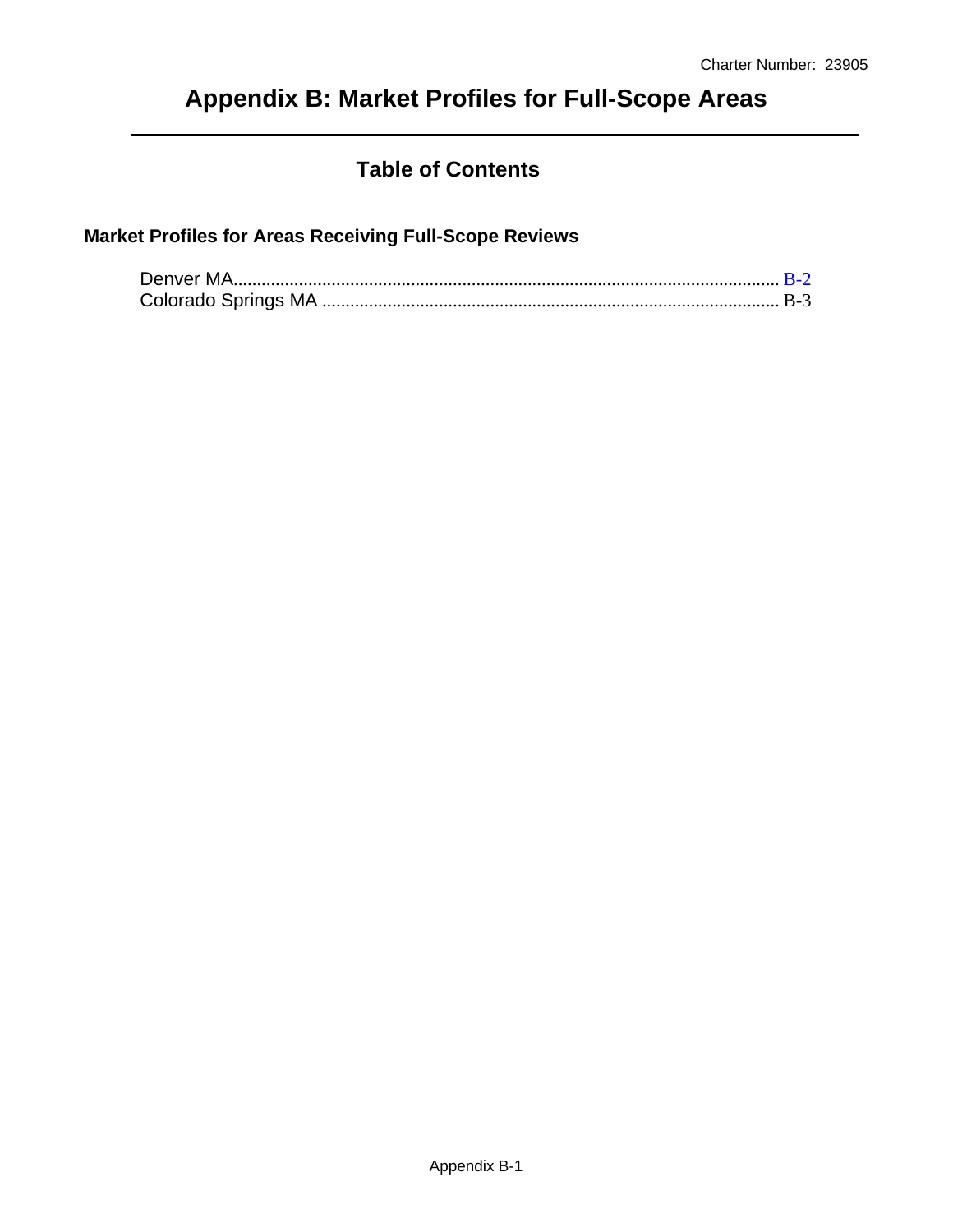# Appendix B: Market Profiles for Full-Scope Areas

## Table of Contents

### Market Profiles for Areas Receiving Full-Scope Reviews

Denver MA.................................................................................................................. B-2
Colorado Springs MA .................................................................................................. B-3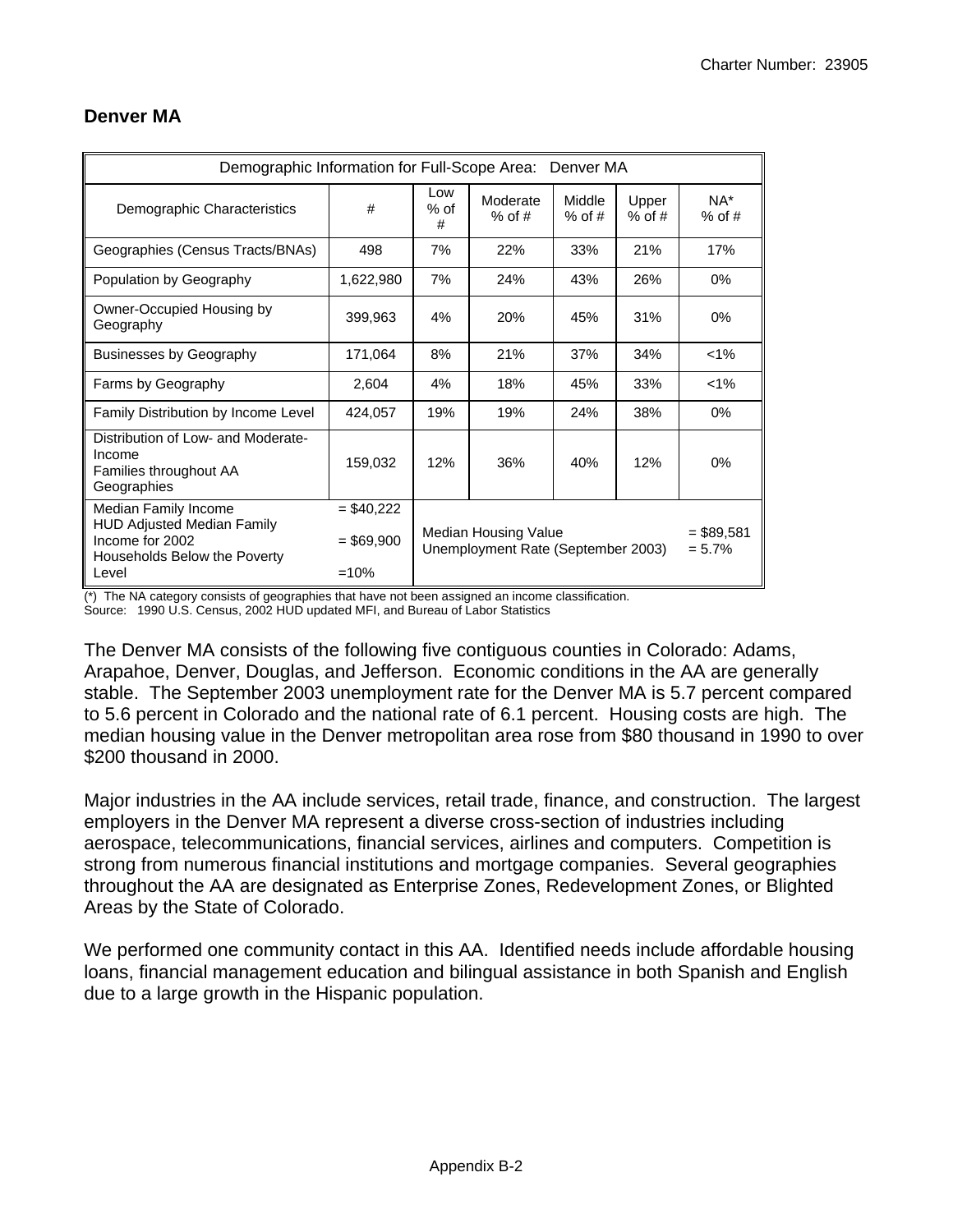## Denver MA

| Demographic Information for Full-Scope Area: Denver MA | | | | | | |
|---|---|---|---|---|---|---|
| Demographic Characteristics | # | Low % of # | Moderate % of # | Middle % of # | Upper % of # | NA* % of # |
| Geographies (Census Tracts/BNAs) | 498 | 7% | 22% | 33% | 21% | 17% |
| Population by Geography | 1,622,980 | 7% | 24% | 43% | 26% | 0% |
| Owner-Occupied Housing by Geography | 399,963 | 4% | 20% | 45% | 31% | 0% |
| Businesses by Geography | 171,064 | 8% | 21% | 37% | 34% | <1% |
| Farms by Geography | 2,604 | 4% | 18% | 45% | 33% | <1% |
| Family Distribution by Income Level | 424,057 | 19% | 19% | 24% | 38% | 0% |
| Distribution of Low- and Moderate-Income Families throughout AA Geographies | 159,032 | 12% | 36% | 40% | 12% | 0% |
| Median Family Income<br>HUD Adjusted Median Family Income for 2002<br>Households Below the Poverty Level | = $40,222<br>= $69,900<br>=10% | Median Housing Value<br>Unemployment Rate (September 2003) | | | | = $89,581<br>= 5.7% |

(*) The NA category consists of geographies that have not been assigned an income classification.
Source: 1990 U.S. Census, 2002 HUD updated MFI, and Bureau of Labor Statistics

The Denver MA consists of the following five contiguous counties in Colorado: Adams, Arapahoe, Denver, Douglas, and Jefferson. Economic conditions in the AA are generally stable. The September 2003 unemployment rate for the Denver MA is 5.7 percent compared to 5.6 percent in Colorado and the national rate of 6.1 percent. Housing costs are high. The median housing value in the Denver metropolitan area rose from $80 thousand in 1990 to over $200 thousand in 2000.

Major industries in the AA include services, retail trade, finance, and construction. The largest employers in the Denver MA represent a diverse cross-section of industries including aerospace, telecommunications, financial services, airlines and computers. Competition is strong from numerous financial institutions and mortgage companies. Several geographies throughout the AA are designated as Enterprise Zones, Redevelopment Zones, or Blighted Areas by the State of Colorado.

We performed one community contact in this AA. Identified needs include affordable housing loans, financial management education and bilingual assistance in both Spanish and English due to a large growth in the Hispanic population.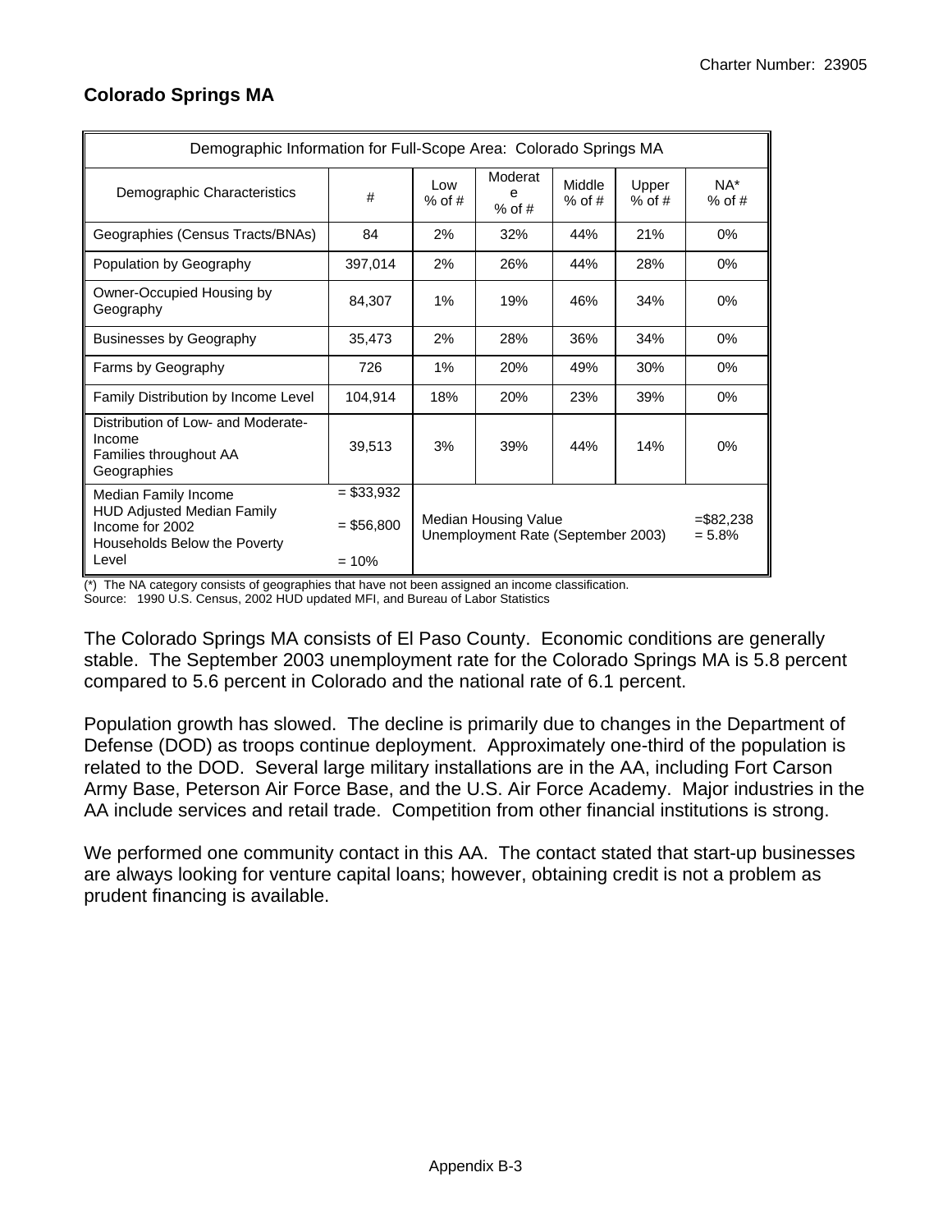## Colorado Springs MA

| Demographic Information for Full-Scope Area: Colorado Springs MA | | | | | | |
|---|---|---|---|---|---|---|
| Demographic Characteristics | # | Low % of # | Moderate % of # | Middle % of # | Upper % of # | NA* % of # |
| Geographies (Census Tracts/BNAs) | 84 | 2% | 32% | 44% | 21% | 0% |
| Population by Geography | 397,014 | 2% | 26% | 44% | 28% | 0% |
| Owner-Occupied Housing by Geography | 84,307 | 1% | 19% | 46% | 34% | 0% |
| Businesses by Geography | 35,473 | 2% | 28% | 36% | 34% | 0% |
| Farms by Geography | 726 | 1% | 20% | 49% | 30% | 0% |
| Family Distribution by Income Level | 104,914 | 18% | 20% | 23% | 39% | 0% |
| Distribution of Low- and Moderate-Income Families throughout AA Geographies | 39,513 | 3% | 39% | 44% | 14% | 0% |
| Median Family Income<br>HUD Adjusted Median Family Income for 2002<br>Households Below the Poverty Level | = $33,932<br>= $56,800<br>= 10% | Median Housing Value<br>Unemployment Rate (September 2003) | | | | =$82,238<br>= 5.8% |

(*) The NA category consists of geographies that have not been assigned an income classification.
Source: 1990 U.S. Census, 2002 HUD updated MFI, and Bureau of Labor Statistics

The Colorado Springs MA consists of El Paso County. Economic conditions are generally stable. The September 2003 unemployment rate for the Colorado Springs MA is 5.8 percent compared to 5.6 percent in Colorado and the national rate of 6.1 percent.

Population growth has slowed. The decline is primarily due to changes in the Department of Defense (DOD) as troops continue deployment. Approximately one-third of the population is related to the DOD. Several large military installations are in the AA, including Fort Carson Army Base, Peterson Air Force Base, and the U.S. Air Force Academy. Major industries in the AA include services and retail trade. Competition from other financial institutions is strong.

We performed one community contact in this AA. The contact stated that start-up businesses are always looking for venture capital loans; however, obtaining credit is not a problem as prudent financing is available.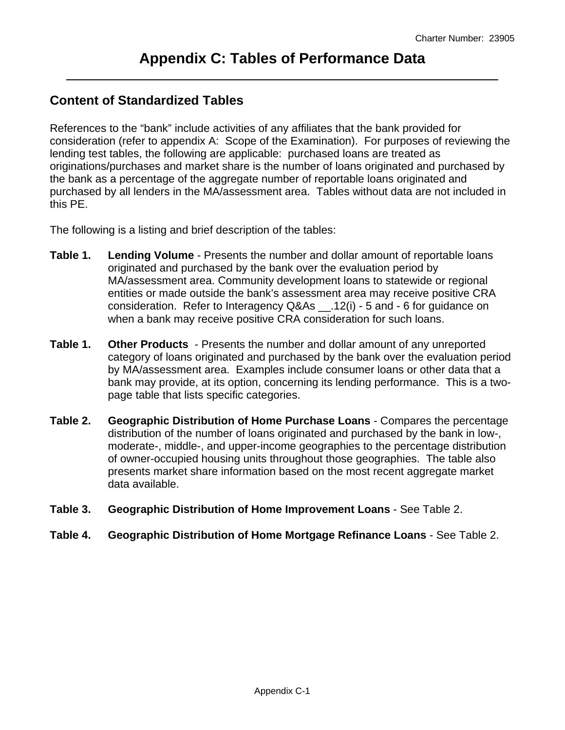# Appendix C: Tables of Performance Data

## Content of Standardized Tables

References to the "bank" include activities of any affiliates that the bank provided for consideration (refer to appendix A: Scope of the Examination). For purposes of reviewing the lending test tables, the following are applicable: purchased loans are treated as originations/purchases and market share is the number of loans originated and purchased by the bank as a percentage of the aggregate number of reportable loans originated and purchased by all lenders in the MA/assessment area. Tables without data are not included in this PE.

The following is a listing and brief description of the tables:

**Table 1. Lending Volume** - Presents the number and dollar amount of reportable loans originated and purchased by the bank over the evaluation period by MA/assessment area. Community development loans to statewide or regional entities or made outside the bank's assessment area may receive positive CRA consideration. Refer to Interagency Q&As __.12(i) - 5 and - 6 for guidance on when a bank may receive positive CRA consideration for such loans.

**Table 1. Other Products** - Presents the number and dollar amount of any unreported category of loans originated and purchased by the bank over the evaluation period by MA/assessment area. Examples include consumer loans or other data that a bank may provide, at its option, concerning its lending performance. This is a two-page table that lists specific categories.

**Table 2. Geographic Distribution of Home Purchase Loans** - Compares the percentage distribution of the number of loans originated and purchased by the bank in low-, moderate-, middle-, and upper-income geographies to the percentage distribution of owner-occupied housing units throughout those geographies. The table also presents market share information based on the most recent aggregate market data available.

**Table 3. Geographic Distribution of Home Improvement Loans** - See Table 2.

**Table 4. Geographic Distribution of Home Mortgage Refinance Loans** - See Table 2.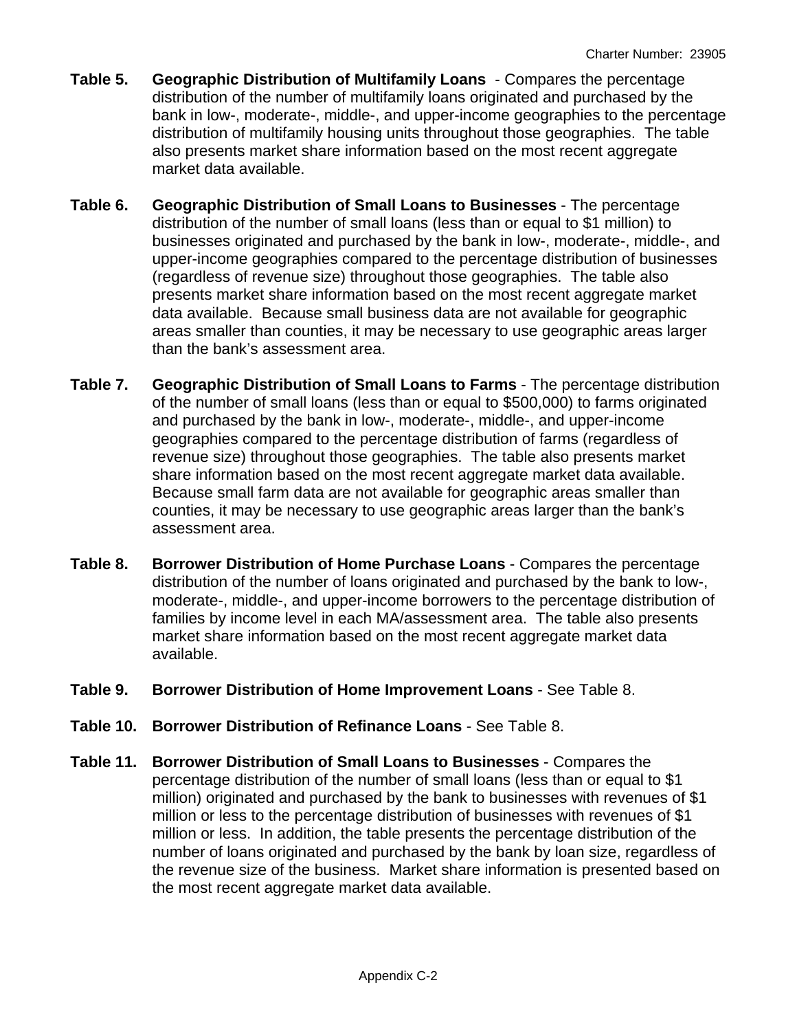**Table 5. Geographic Distribution of Multifamily Loans** - Compares the percentage distribution of the number of multifamily loans originated and purchased by the bank in low-, moderate-, middle-, and upper-income geographies to the percentage distribution of multifamily housing units throughout those geographies. The table also presents market share information based on the most recent aggregate market data available.

**Table 6. Geographic Distribution of Small Loans to Businesses** - The percentage distribution of the number of small loans (less than or equal to $1 million) to businesses originated and purchased by the bank in low-, moderate-, middle-, and upper-income geographies compared to the percentage distribution of businesses (regardless of revenue size) throughout those geographies. The table also presents market share information based on the most recent aggregate market data available. Because small business data are not available for geographic areas smaller than counties, it may be necessary to use geographic areas larger than the bank's assessment area.

**Table 7. Geographic Distribution of Small Loans to Farms** - The percentage distribution of the number of small loans (less than or equal to $500,000) to farms originated and purchased by the bank in low-, moderate-, middle-, and upper-income geographies compared to the percentage distribution of farms (regardless of revenue size) throughout those geographies. The table also presents market share information based on the most recent aggregate market data available. Because small farm data are not available for geographic areas smaller than counties, it may be necessary to use geographic areas larger than the bank's assessment area.

**Table 8. Borrower Distribution of Home Purchase Loans** - Compares the percentage distribution of the number of loans originated and purchased by the bank to low-, moderate-, middle-, and upper-income borrowers to the percentage distribution of families by income level in each MA/assessment area. The table also presents market share information based on the most recent aggregate market data available.

**Table 9. Borrower Distribution of Home Improvement Loans** - See Table 8.

**Table 10. Borrower Distribution of Refinance Loans** - See Table 8.

**Table 11. Borrower Distribution of Small Loans to Businesses** - Compares the percentage distribution of the number of small loans (less than or equal to $1 million) originated and purchased by the bank to businesses with revenues of $1 million or less to the percentage distribution of businesses with revenues of $1 million or less. In addition, the table presents the percentage distribution of the number of loans originated and purchased by the bank by loan size, regardless of the revenue size of the business. Market share information is presented based on the most recent aggregate market data available.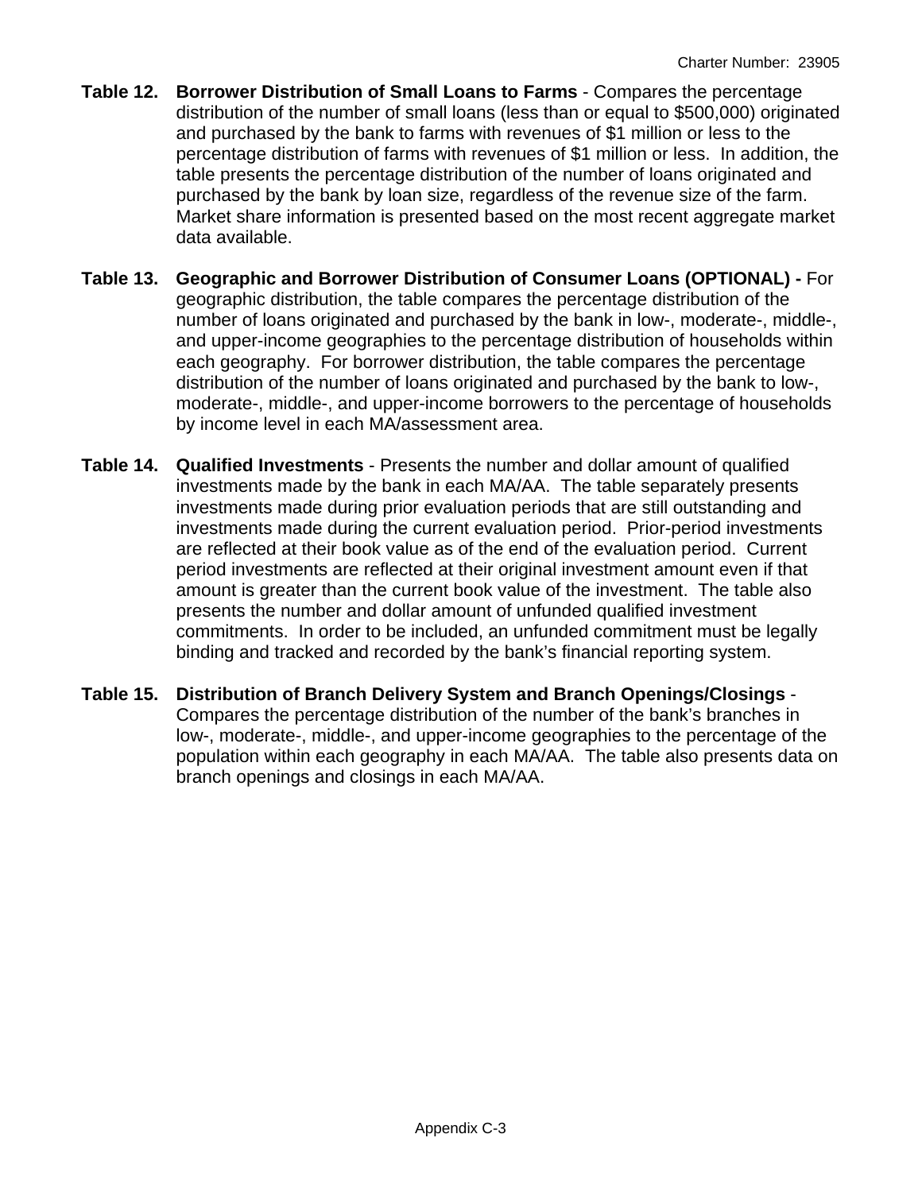**Table 12. Borrower Distribution of Small Loans to Farms** - Compares the percentage distribution of the number of small loans (less than or equal to $500,000) originated and purchased by the bank to farms with revenues of $1 million or less to the percentage distribution of farms with revenues of $1 million or less. In addition, the table presents the percentage distribution of the number of loans originated and purchased by the bank by loan size, regardless of the revenue size of the farm. Market share information is presented based on the most recent aggregate market data available.

**Table 13. Geographic and Borrower Distribution of Consumer Loans (OPTIONAL) -** For geographic distribution, the table compares the percentage distribution of the number of loans originated and purchased by the bank in low-, moderate-, middle-, and upper-income geographies to the percentage distribution of households within each geography. For borrower distribution, the table compares the percentage distribution of the number of loans originated and purchased by the bank to low-, moderate-, middle-, and upper-income borrowers to the percentage of households by income level in each MA/assessment area.

**Table 14. Qualified Investments** - Presents the number and dollar amount of qualified investments made by the bank in each MA/AA. The table separately presents investments made during prior evaluation periods that are still outstanding and investments made during the current evaluation period. Prior-period investments are reflected at their book value as of the end of the evaluation period. Current period investments are reflected at their original investment amount even if that amount is greater than the current book value of the investment. The table also presents the number and dollar amount of unfunded qualified investment commitments. In order to be included, an unfunded commitment must be legally binding and tracked and recorded by the bank's financial reporting system.

**Table 15. Distribution of Branch Delivery System and Branch Openings/Closings** - Compares the percentage distribution of the number of the bank's branches in low-, moderate-, middle-, and upper-income geographies to the percentage of the population within each geography in each MA/AA. The table also presents data on branch openings and closings in each MA/AA.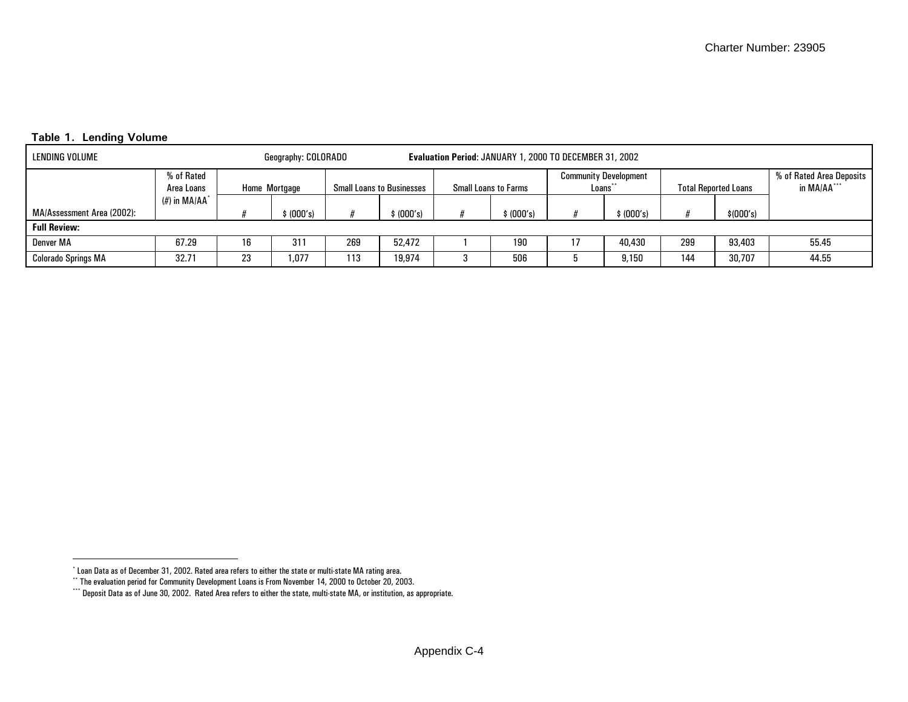**Table 1. Lending Volume**

| LENDING VOLUME | | Geography: COLORADO | | | | **Evaluation Period**: JANUARY 1, 2000 TO DECEMBER 31, 2002 | | | | | | |
|---|---|---|---|---|---|---|---|---|---|---|---|---|
| MA/Assessment Area (2002): | % of Rated Area Loans (#) in MA/AA[*] | Home Mortgage | | Small Loans to Businesses | | Small Loans to Farms | | Community Development Loans[**] | | Total Reported Loans | | % of Rated Area Deposits in MA/AA[***] |
| | | # | $ (000's) | # | $ (000's) | # | $ (000's) | # | $ (000's) | # | $(000's) | |
| **Full Review:** | | | | | | | | | | | | |
| Denver MA | 67.29 | 16 | 311 | 269 | 52,472 | 1 | 190 | 17 | 40,430 | 299 | 93,403 | 55.45 |
| Colorado Springs MA | 32.71 | 23 | 1,077 | 113 | 19,974 | 3 | 506 | 5 | 9,150 | 144 | 30,707 | 44.55 |

[*] Loan Data as of December 31, 2002. Rated area refers to either the state or multi-state MA rating area.
[**] The evaluation period for Community Development Loans is From November 14, 2000 to October 20, 2003.
[***] Deposit Data as of June 30, 2002. Rated Area refers to either the state, multi-state MA, or institution, as appropriate.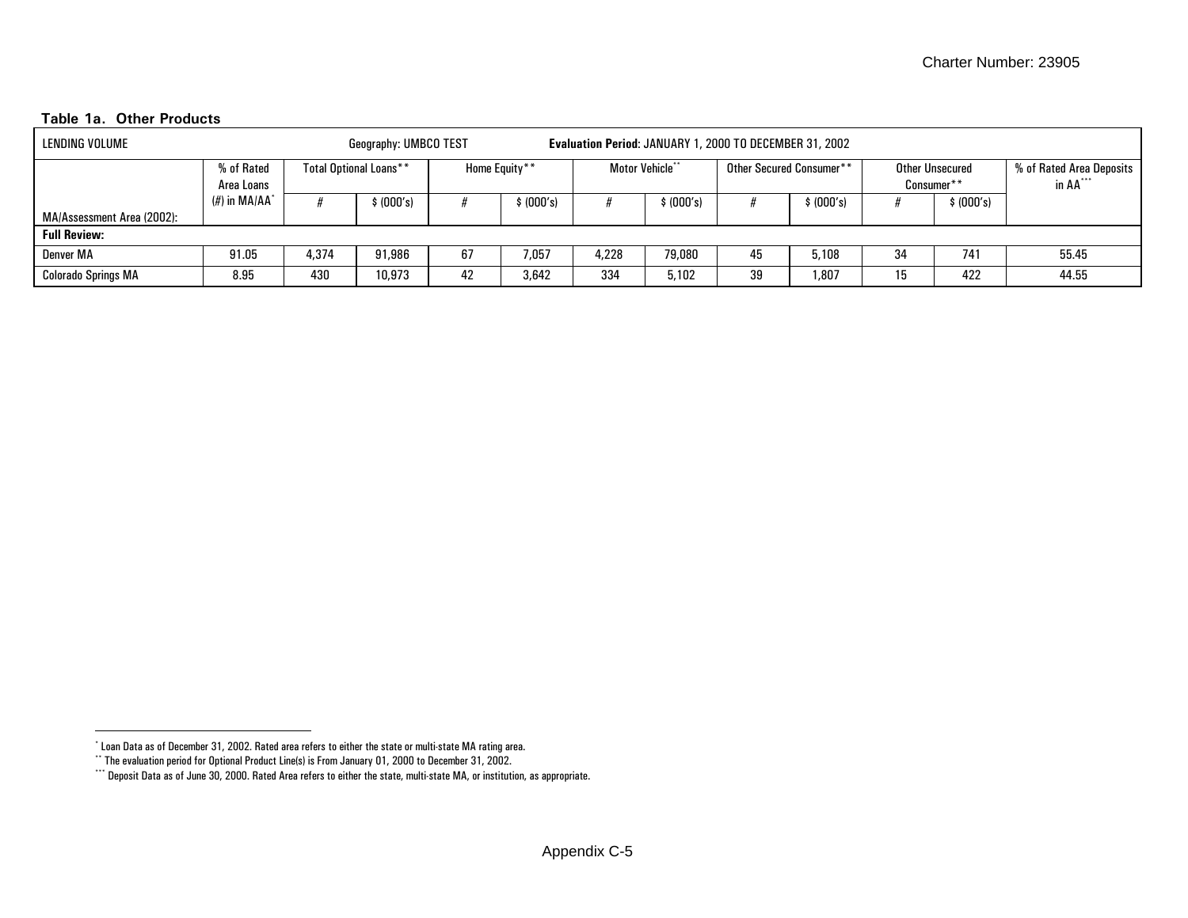**Table 1a. Other Products**

| LENDING VOLUME | | Geography: UMBCO TEST | | | | Evaluation Period: JANUARY 1, 2000 TO DECEMBER 31, 2002 | | | | | | |
|---|---|---|---|---|---|---|---|---|---|---|---|---|
| MA/Assessment Area (2002): | % of Rated Area Loans (#) in MA/AA* | Total Optional Loans** | | Home Equity** | | Motor Vehicle** | | Other Secured Consumer** | | Other Unsecured Consumer** | | % of Rated Area Deposits in AA*** |
| | | # | $ (000's) | # | $ (000's) | # | $ (000's) | # | $ (000's) | # | $ (000's) | |
| **Full Review:** | | | | | | | | | | | | |
| Denver MA | 91.05 | 4,374 | 91,986 | 67 | 7,057 | 4,228 | 79,080 | 45 | 5,108 | 34 | 741 | 55.45 |
| Colorado Springs MA | 8.95 | 430 | 10,973 | 42 | 3,642 | 334 | 5,102 | 39 | 1,807 | 15 | 422 | 44.55 |

* Loan Data as of December 31, 2002. Rated area refers to either the state or multi-state MA rating area.

** The evaluation period for Optional Product Line(s) is From January 01, 2000 to December 31, 2002.

*** Deposit Data as of June 30, 2000. Rated Area refers to either the state, multi-state MA, or institution, as appropriate.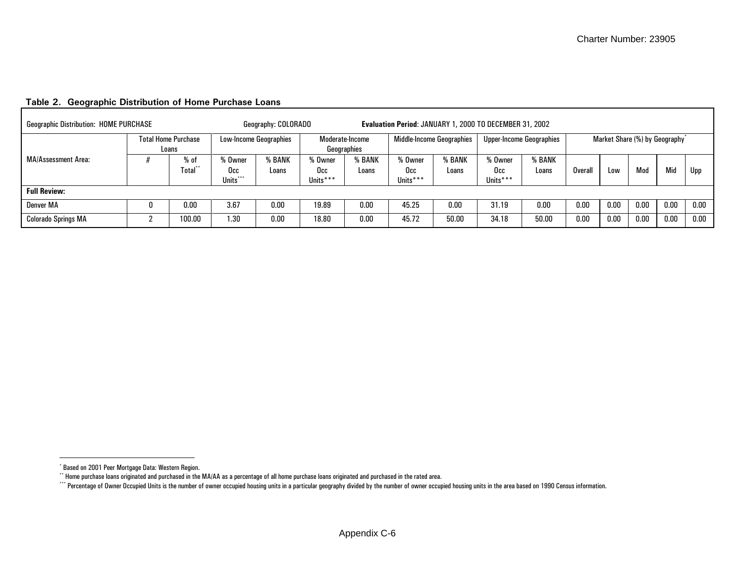**Table 2. Geographic Distribution of Home Purchase Loans**

| Geographic Distribution: HOME PURCHASE | | | Geography: COLORADO | | | | **Evaluation Period**: JANUARY 1, 2000 TO DECEMBER 31, 2002 | | | | | | | | |
|---|---|---|---|---|---|---|---|---|---|---|---|---|---|---|---|
| | Total Home Purchase Loans | | Low-Income Geographies | | Moderate-Income Geographies | | Middle-Income Geographies | | Upper-Income Geographies | | Market Share (%) by Geography* | | | | |
| MA/Assessment Area: | # | % of Total** | % Owner Occ Units*** | % BANK Loans | % Owner Occ Units*** | % BANK Loans | % Owner Occ Units*** | % BANK Loans | % Owner Occ Units*** | % BANK Loans | Overall | Low | Mod | Mid | Upp |
| **Full Review:** | | | | | | | | | | | | | | | |
| Denver MA | 0 | 0.00 | 3.67 | 0.00 | 19.89 | 0.00 | 45.25 | 0.00 | 31.19 | 0.00 | 0.00 | 0.00 | 0.00 | 0.00 | 0.00 |
| Colorado Springs MA | 2 | 100.00 | 1.30 | 0.00 | 18.80 | 0.00 | 45.72 | 50.00 | 34.18 | 50.00 | 0.00 | 0.00 | 0.00 | 0.00 | 0.00 |

* Based on 2001 Peer Mortgage Data: Western Region.

** Home purchase loans originated and purchased in the MA/AA as a percentage of all home purchase loans originated and purchased in the rated area.

*** Percentage of Owner Occupied Units is the number of owner occupied housing units in a particular geography divided by the number of owner occupied housing units in the area based on 1990 Census information.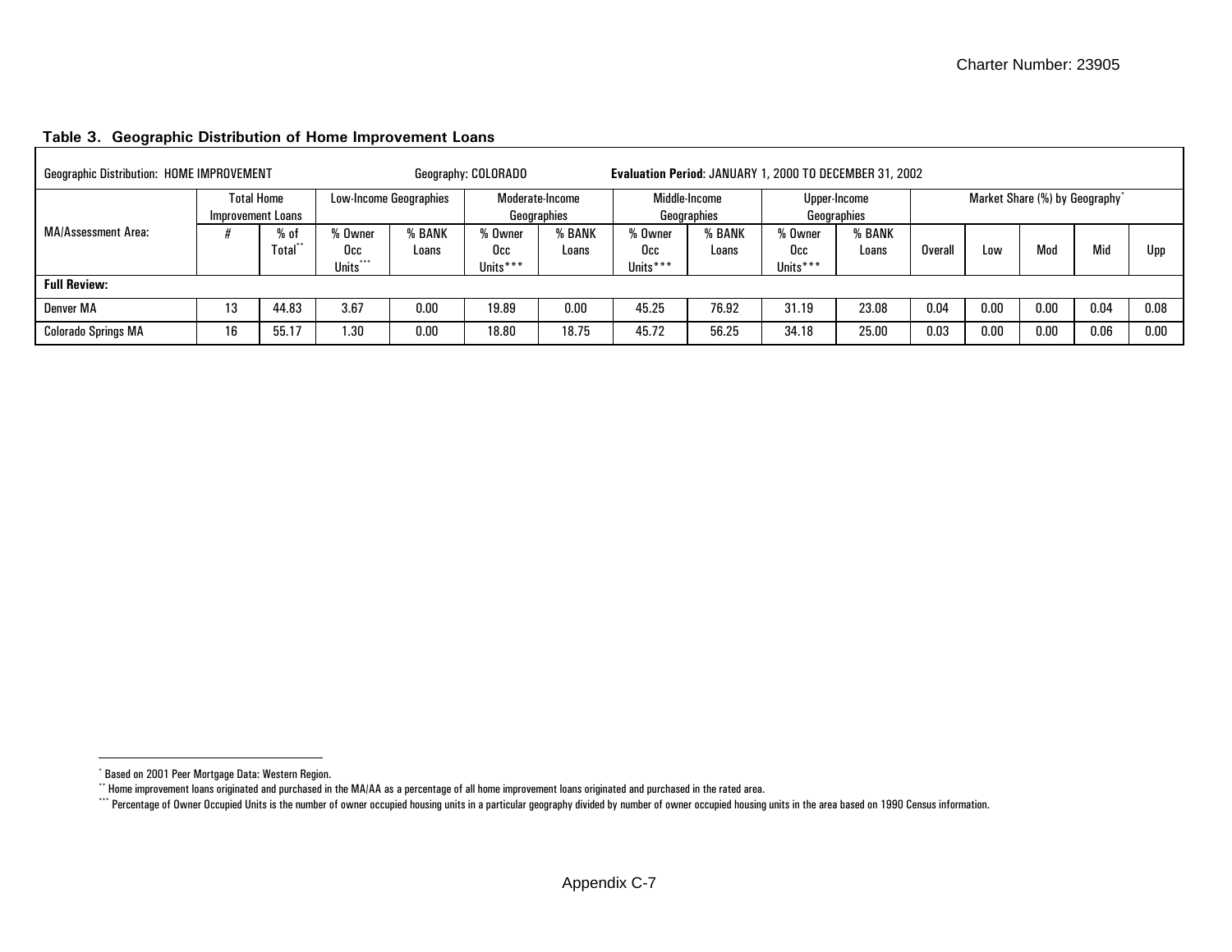**Table 3. Geographic Distribution of Home Improvement Loans**

| Geographic Distribution: HOME IMPROVEMENT | | | Geography: COLORADO | | | | Evaluation Period: JANUARY 1, 2000 TO DECEMBER 31, 2002 | | | | | | | | |
|---|---|---|---|---|---|---|---|---|---|---|---|---|---|---|---|
| MA/Assessment Area: | Total Home Improvement Loans | | Low-Income Geographies | | Moderate-Income Geographies | | Middle-Income Geographies | | Upper-Income Geographies | | Market Share (%) by Geography* | | | | |
| | # | % of Total** | % Owner Occ Units*** | % BANK Loans | % Owner Occ Units*** | % BANK Loans | % Owner Occ Units*** | % BANK Loans | % Owner Occ Units*** | % BANK Loans | Overall | Low | Mod | Mid | Upp |
| **Full Review:** | | | | | | | | | | | | | | | |
| Denver MA | 13 | 44.83 | 3.67 | 0.00 | 19.89 | 0.00 | 45.25 | 76.92 | 31.19 | 23.08 | 0.04 | 0.00 | 0.00 | 0.04 | 0.08 |
| Colorado Springs MA | 16 | 55.17 | 1.30 | 0.00 | 18.80 | 18.75 | 45.72 | 56.25 | 34.18 | 25.00 | 0.03 | 0.00 | 0.00 | 0.06 | 0.00 |

\* Based on 2001 Peer Mortgage Data: Western Region.

\** Home improvement loans originated and purchased in the MA/AA as a percentage of all home improvement loans originated and purchased in the rated area.

\*** Percentage of Owner Occupied Units is the number of owner occupied housing units in a particular geography divided by number of owner occupied housing units in the area based on 1990 Census information.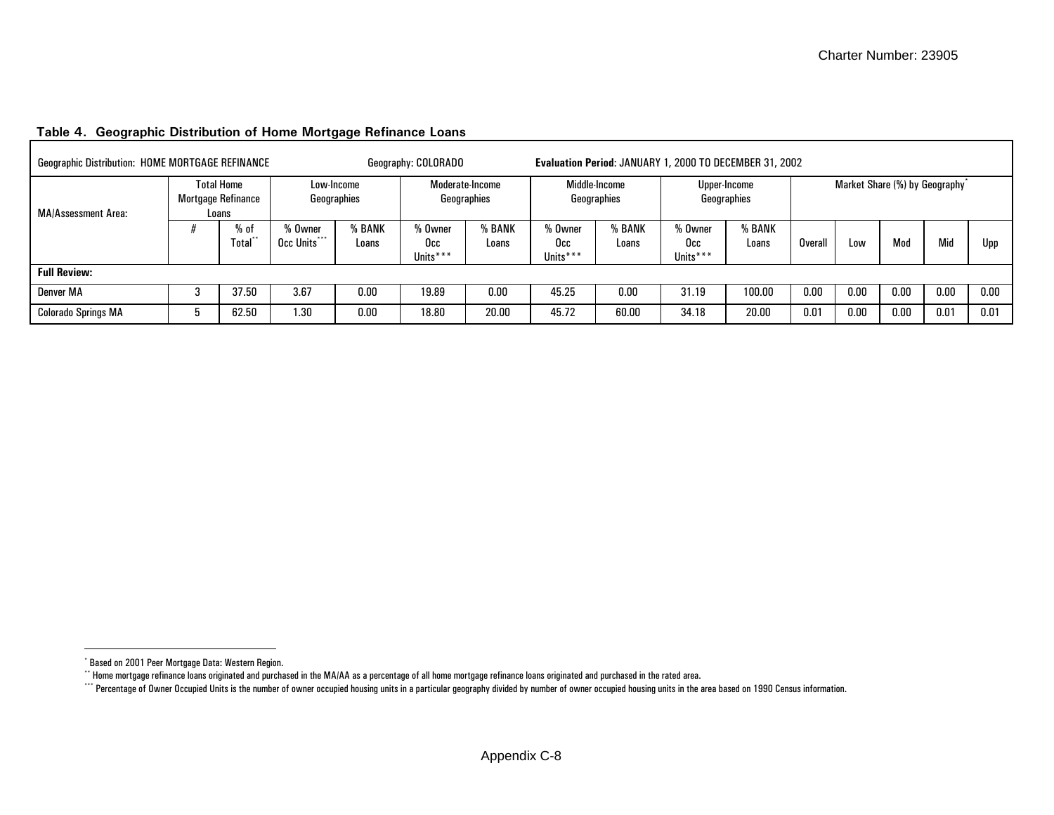**Table 4. Geographic Distribution of Home Mortgage Refinance Loans**

| Geographic Distribution: HOME MORTGAGE REFINANCE | | | Geography: COLORADO | | | | Evaluation Period: JANUARY 1, 2000 TO DECEMBER 31, 2002 | | | | | | | | |
|---|---|---|---|---|---|---|---|---|---|---|---|---|---|---|---|
| MA/Assessment Area: | Total Home Mortgage Refinance Loans | | Low-Income Geographies | | Moderate-Income Geographies | | Middle-Income Geographies | | Upper-Income Geographies | | Market Share (%) by Geography* | | | | |
| | # | % of Total** | % Owner Occ Units*** | % BANK Loans | % Owner Occ Units*** | % BANK Loans | % Owner Occ Units*** | % BANK Loans | % Owner Occ Units*** | % BANK Loans | Overall | Low | Mod | Mid | Upp |
| **Full Review:** | | | | | | | | | | | | | | | |
| Denver MA | 3 | 37.50 | 3.67 | 0.00 | 19.89 | 0.00 | 45.25 | 0.00 | 31.19 | 100.00 | 0.00 | 0.00 | 0.00 | 0.00 | 0.00 |
| Colorado Springs MA | 5 | 62.50 | 1.30 | 0.00 | 18.80 | 20.00 | 45.72 | 60.00 | 34.18 | 20.00 | 0.01 | 0.00 | 0.00 | 0.01 | 0.01 |

* Based on 2001 Peer Mortgage Data: Western Region.

** Home mortgage refinance loans originated and purchased in the MA/AA as a percentage of all home mortgage refinance loans originated and purchased in the rated area.

*** Percentage of Owner Occupied Units is the number of owner occupied housing units in a particular geography divided by number of owner occupied housing units in the area based on 1990 Census information.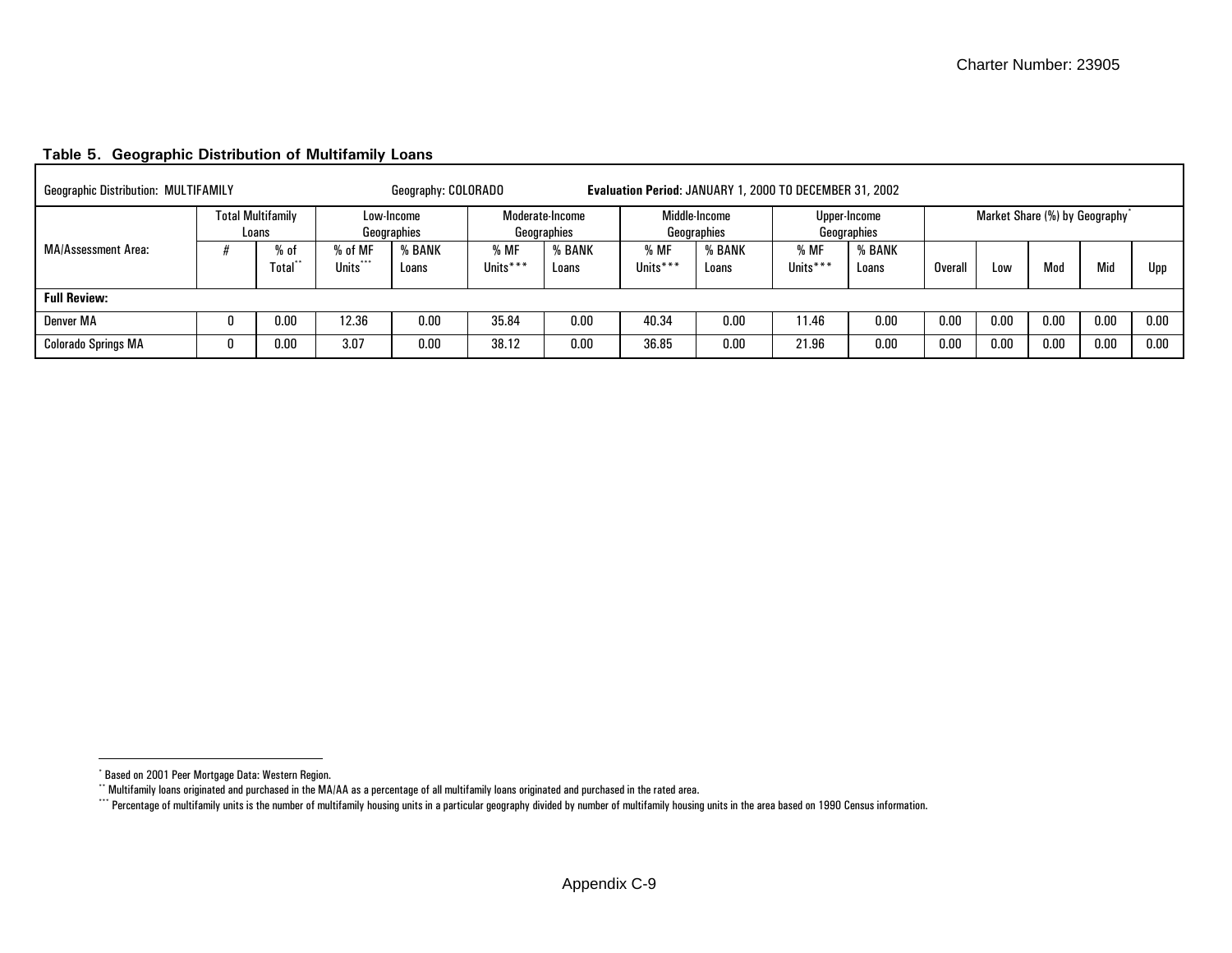**Table 5. Geographic Distribution of Multifamily Loans**

Geographic Distribution: MULTIFAMILY &nbsp;&nbsp;&nbsp; Geography: COLORADO &nbsp;&nbsp;&nbsp; **Evaluation Period**: JANUARY 1, 2000 TO DECEMBER 31, 2002

| MA/Assessment Area: | Total Multifamily Loans | | Low-Income Geographies | | Moderate-Income Geographies | | Middle-Income Geographies | | Upper-Income Geographies | | Market Share (%) by Geography* | | | | |
|---|---|---|---|---|---|---|---|---|---|---|---|---|---|---|---|
| | # | % of Total** | % of MF Units*** | % BANK Loans | % MF Units*** | % BANK Loans | % MF Units*** | % BANK Loans | % MF Units*** | % BANK Loans | Overall | Low | Mod | Mid | Upp |
| **Full Review:** | | | | | | | | | | | | | | | |
| Denver MA | 0 | 0.00 | 12.36 | 0.00 | 35.84 | 0.00 | 40.34 | 0.00 | 11.46 | 0.00 | 0.00 | 0.00 | 0.00 | 0.00 | 0.00 |
| Colorado Springs MA | 0 | 0.00 | 3.07 | 0.00 | 38.12 | 0.00 | 36.85 | 0.00 | 21.96 | 0.00 | 0.00 | 0.00 | 0.00 | 0.00 | 0.00 |

\* Based on 2001 Peer Mortgage Data: Western Region.

\*\* Multifamily loans originated and purchased in the MA/AA as a percentage of all multifamily loans originated and purchased in the rated area.

\*\*\* Percentage of multifamily units is the number of multifamily housing units in a particular geography divided by number of multifamily housing units in the area based on 1990 Census information.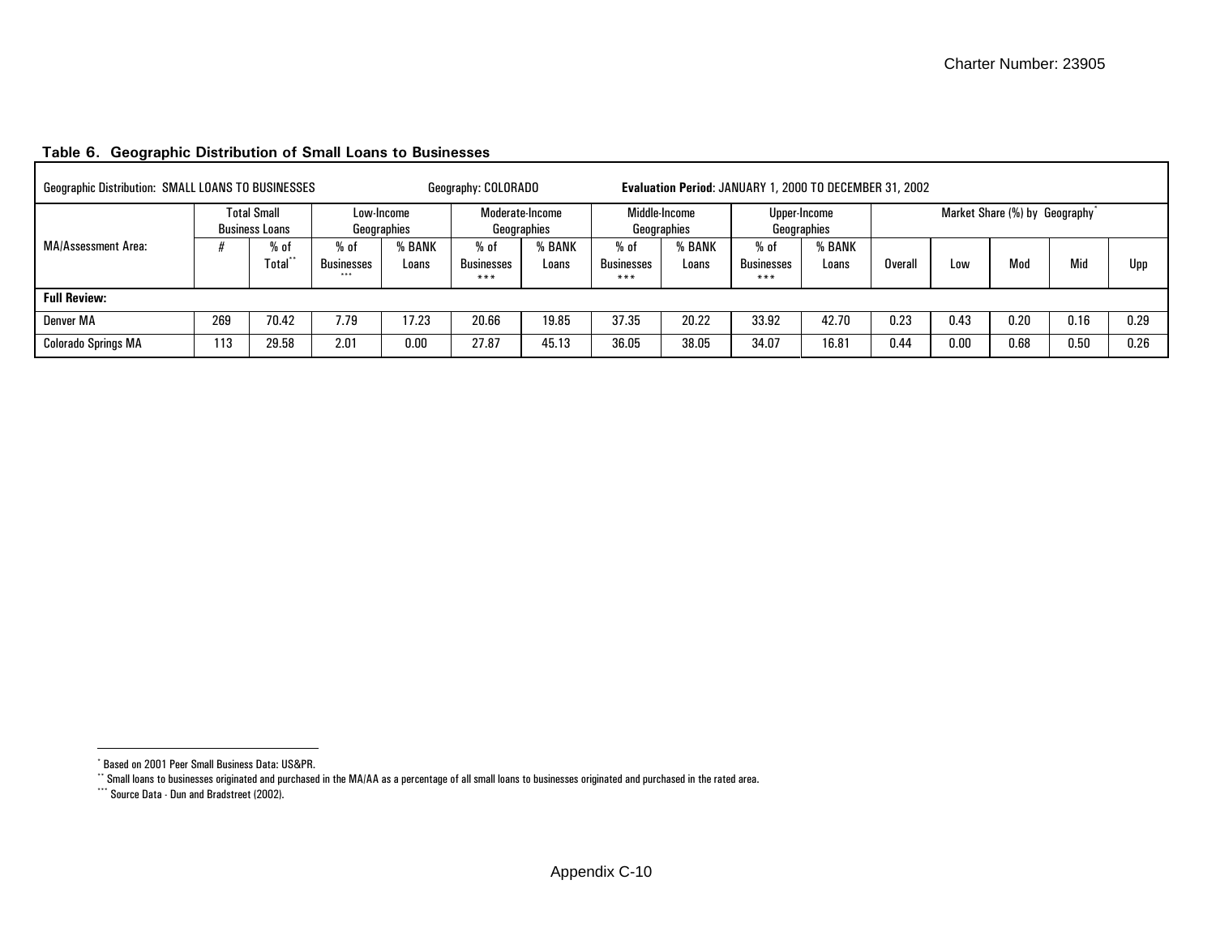**Table 6. Geographic Distribution of Small Loans to Businesses**

| Geographic Distribution: SMALL LOANS TO BUSINESSES | | | Geography: COLORADO | | | | Evaluation Period: JANUARY 1, 2000 TO DECEMBER 31, 2002 | | | | | | | | |
|---|---|---|---|---|---|---|---|---|---|---|---|---|---|---|---|
| MA/Assessment Area: | Total Small Business Loans | | Low-Income Geographies | | Moderate-Income Geographies | | Middle-Income Geographies | | Upper-Income Geographies | | Market Share (%) by Geography* | | | | |
| | # | % of Total** | % of Businesses*** | % BANK Loans | % of Businesses*** | % BANK Loans | % of Businesses*** | % BANK Loans | % of Businesses*** | % BANK Loans | Overall | Low | Mod | Mid | Upp |
| **Full Review:** | | | | | | | | | | | | | | | |
| Denver MA | 269 | 70.42 | 7.79 | 17.23 | 20.66 | 19.85 | 37.35 | 20.22 | 33.92 | 42.70 | 0.23 | 0.43 | 0.20 | 0.16 | 0.29 |
| Colorado Springs MA | 113 | 29.58 | 2.01 | 0.00 | 27.87 | 45.13 | 36.05 | 38.05 | 34.07 | 16.81 | 0.44 | 0.00 | 0.68 | 0.50 | 0.26 |

* Based on 2001 Peer Small Business Data: US&PR.

** Small loans to businesses originated and purchased in the MA/AA as a percentage of all small loans to businesses originated and purchased in the rated area.

*** Source Data - Dun and Bradstreet (2002).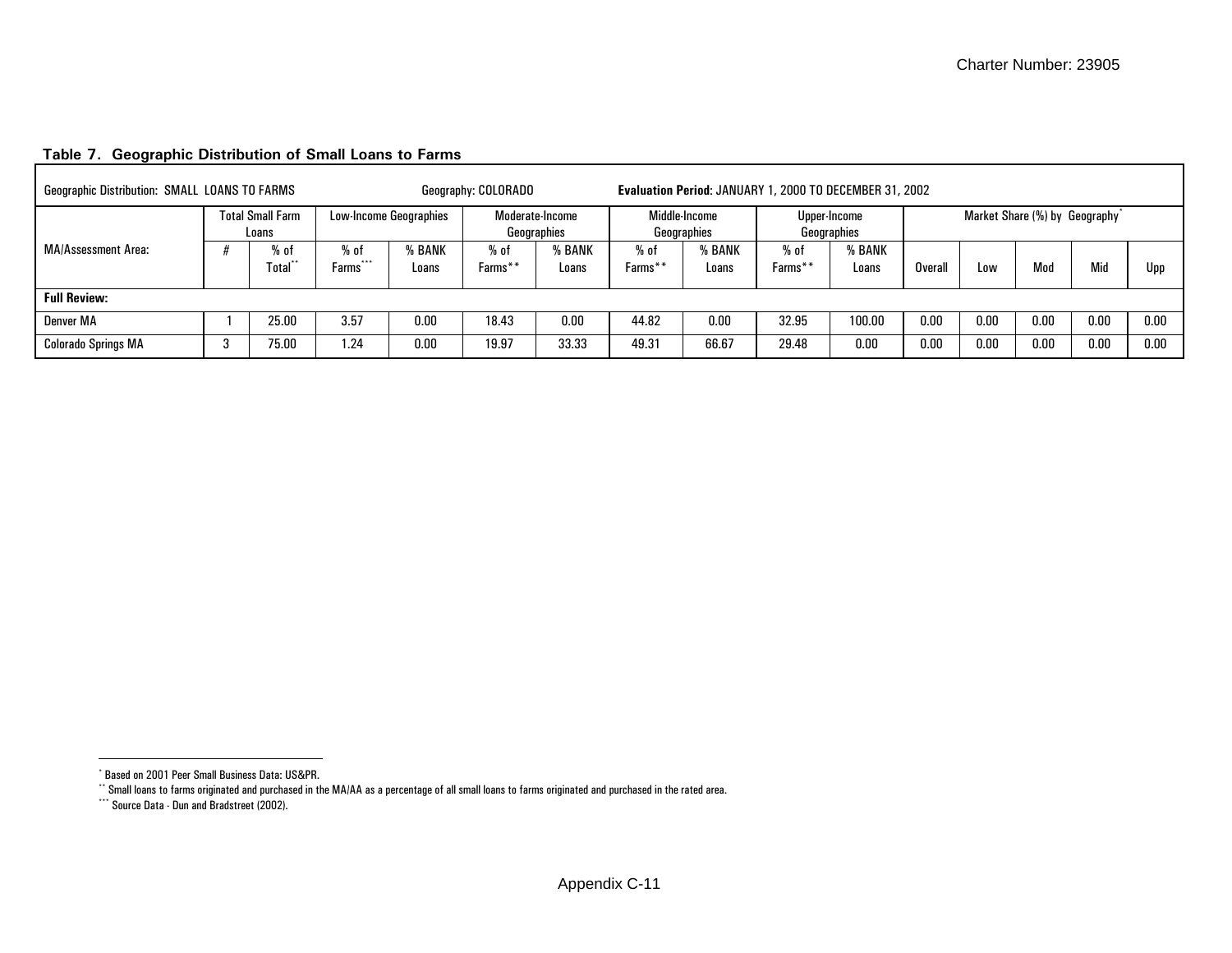**Table 7. Geographic Distribution of Small Loans to Farms**

| Geographic Distribution: SMALL LOANS TO FARMS | | | Geography: COLORADO | | | | Evaluation Period: JANUARY 1, 2000 TO DECEMBER 31, 2002 | | | | | | | | |
|---|---|---|---|---|---|---|---|---|---|---|---|---|---|---|---|
| | Total Small Farm Loans | | Low-Income Geographies | | Moderate-Income Geographies | | Middle-Income Geographies | | Upper-Income Geographies | | Market Share (%) by Geography* | | | | |
| MA/Assessment Area: | # | % of Total** | % of Farms*** | % BANK Loans | % of Farms** | % BANK Loans | % of Farms** | % BANK Loans | % of Farms** | % BANK Loans | Overall | Low | Mod | Mid | Upp |
| **Full Review:** | | | | | | | | | | | | | | | |
| Denver MA | 1 | 25.00 | 3.57 | 0.00 | 18.43 | 0.00 | 44.82 | 0.00 | 32.95 | 100.00 | 0.00 | 0.00 | 0.00 | 0.00 | 0.00 |
| Colorado Springs MA | 3 | 75.00 | 1.24 | 0.00 | 19.97 | 33.33 | 49.31 | 66.67 | 29.48 | 0.00 | 0.00 | 0.00 | 0.00 | 0.00 | 0.00 |

* Based on 2001 Peer Small Business Data: US&PR.

** Small loans to farms originated and purchased in the MA/AA as a percentage of all small loans to farms originated and purchased in the rated area.

*** Source Data - Dun and Bradstreet (2002).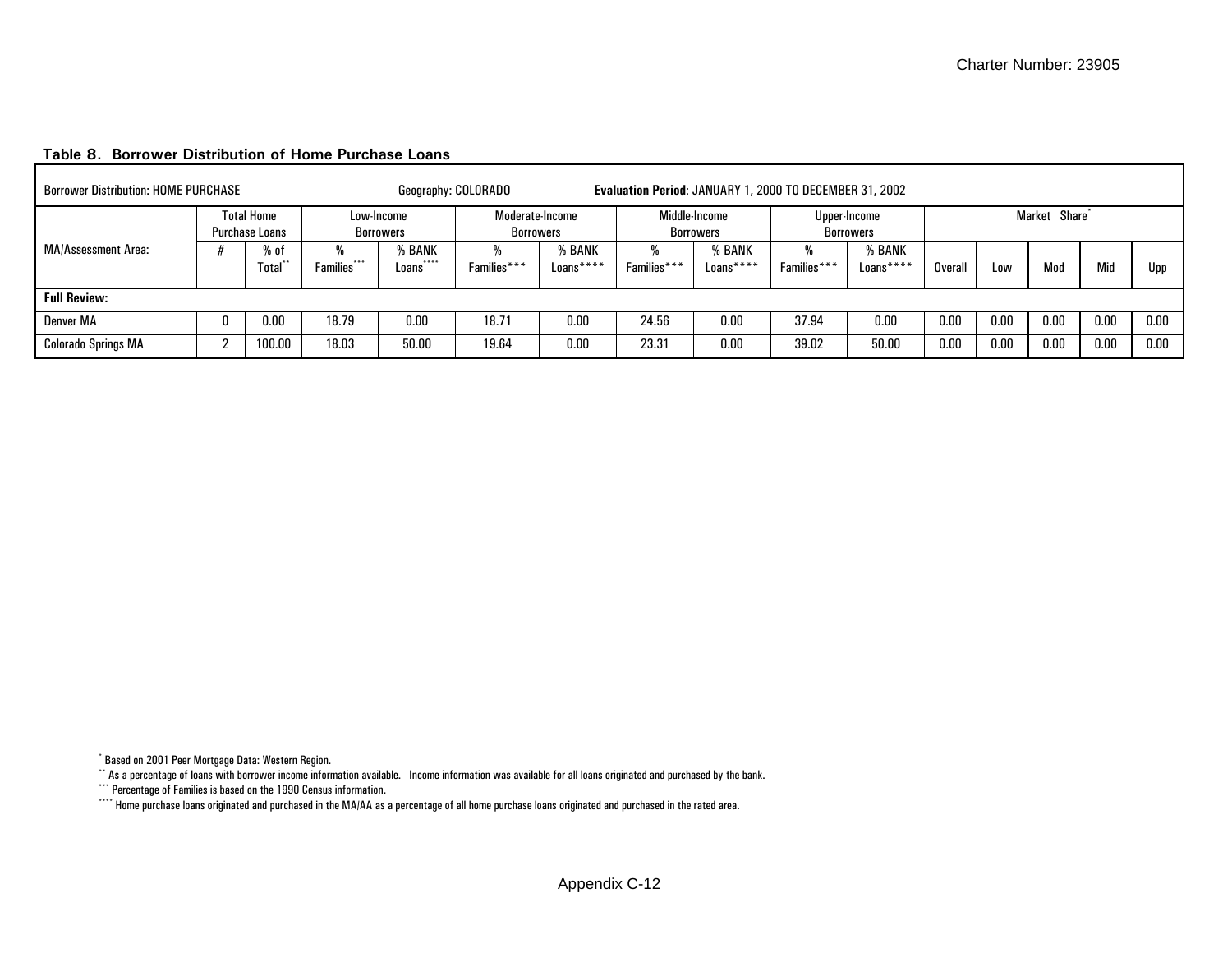**Table 8. Borrower Distribution of Home Purchase Loans**

| Borrower Distribution: HOME PURCHASE | | | Geography: COLORADO | | | | Evaluation Period: JANUARY 1, 2000 TO DECEMBER 31, 2002 | | | | | | | | |
|---|---|---|---|---|---|---|---|---|---|---|---|---|---|---|---|
| MA/Assessment Area: | Total Home Purchase Loans | | Low-Income Borrowers | | Moderate-Income Borrowers | | Middle-Income Borrowers | | Upper-Income Borrowers | | Market Share* | | | | |
| | # | % of Total** | % Families*** | % BANK Loans**** | % Families*** | % BANK Loans**** | % Families*** | % BANK Loans**** | % Families*** | % BANK Loans**** | Overall | Low | Mod | Mid | Upp |
| **Full Review:** | | | | | | | | | | | | | | | |
| Denver MA | 0 | 0.00 | 18.79 | 0.00 | 18.71 | 0.00 | 24.56 | 0.00 | 37.94 | 0.00 | 0.00 | 0.00 | 0.00 | 0.00 | 0.00 |
| Colorado Springs MA | 2 | 100.00 | 18.03 | 50.00 | 19.64 | 0.00 | 23.31 | 0.00 | 39.02 | 50.00 | 0.00 | 0.00 | 0.00 | 0.00 | 0.00 |

* Based on 2001 Peer Mortgage Data: Western Region.

** As a percentage of loans with borrower income information available. Income information was available for all loans originated and purchased by the bank.

*** Percentage of Families is based on the 1990 Census information.

**** Home purchase loans originated and purchased in the MA/AA as a percentage of all home purchase loans originated and purchased in the rated area.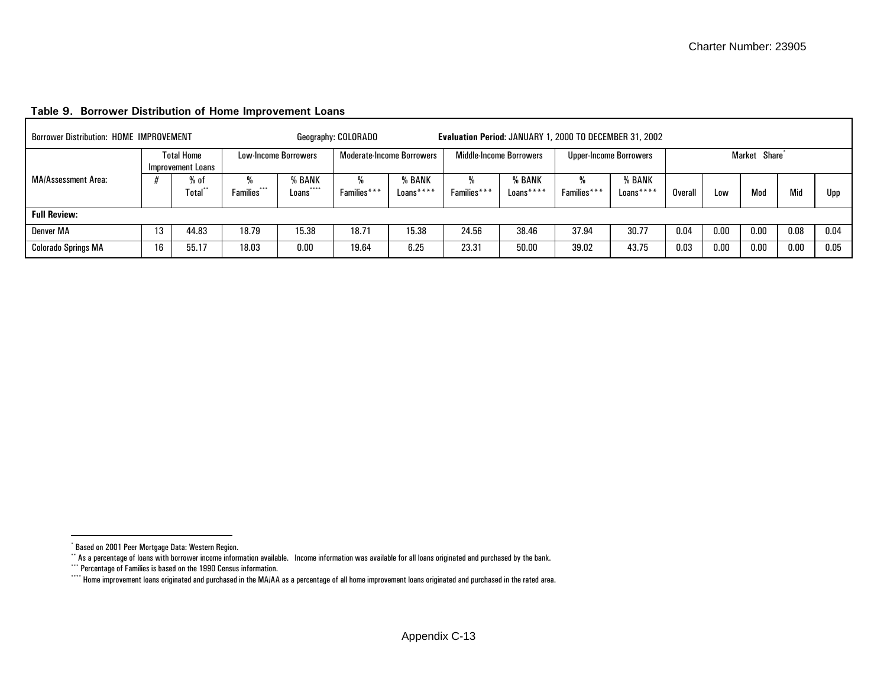**Table 9. Borrower Distribution of Home Improvement Loans**

| Borrower Distribution: HOME IMPROVEMENT | | | Geography: COLORADO | | | | Evaluation Period: JANUARY 1, 2000 TO DECEMBER 31, 2002 | | | | | | | | |
|---|---|---|---|---|---|---|---|---|---|---|---|---|---|---|---|
| MA/Assessment Area: | Total Home Improvement Loans | | Low-Income Borrowers | | Moderate-Income Borrowers | | Middle-Income Borrowers | | Upper-Income Borrowers | | Market Share* | | | | |
| | # | % of Total** | % Families*** | % BANK Loans**** | % Families*** | % BANK Loans**** | % Families*** | % BANK Loans**** | % Families*** | % BANK Loans**** | Overall | Low | Mod | Mid | Upp |
| **Full Review:** | | | | | | | | | | | | | | | |
| Denver MA | 13 | 44.83 | 18.79 | 15.38 | 18.71 | 15.38 | 24.56 | 38.46 | 37.94 | 30.77 | 0.04 | 0.00 | 0.00 | 0.08 | 0.04 |
| Colorado Springs MA | 16 | 55.17 | 18.03 | 0.00 | 19.64 | 6.25 | 23.31 | 50.00 | 39.02 | 43.75 | 0.03 | 0.00 | 0.00 | 0.00 | 0.05 |

\* Based on 2001 Peer Mortgage Data: Western Region.

\*\* As a percentage of loans with borrower income information available. Income information was available for all loans originated and purchased by the bank.

\*\*\* Percentage of Families is based on the 1990 Census information.

\*\*\*\* Home improvement loans originated and purchased in the MA/AA as a percentage of all home improvement loans originated and purchased in the rated area.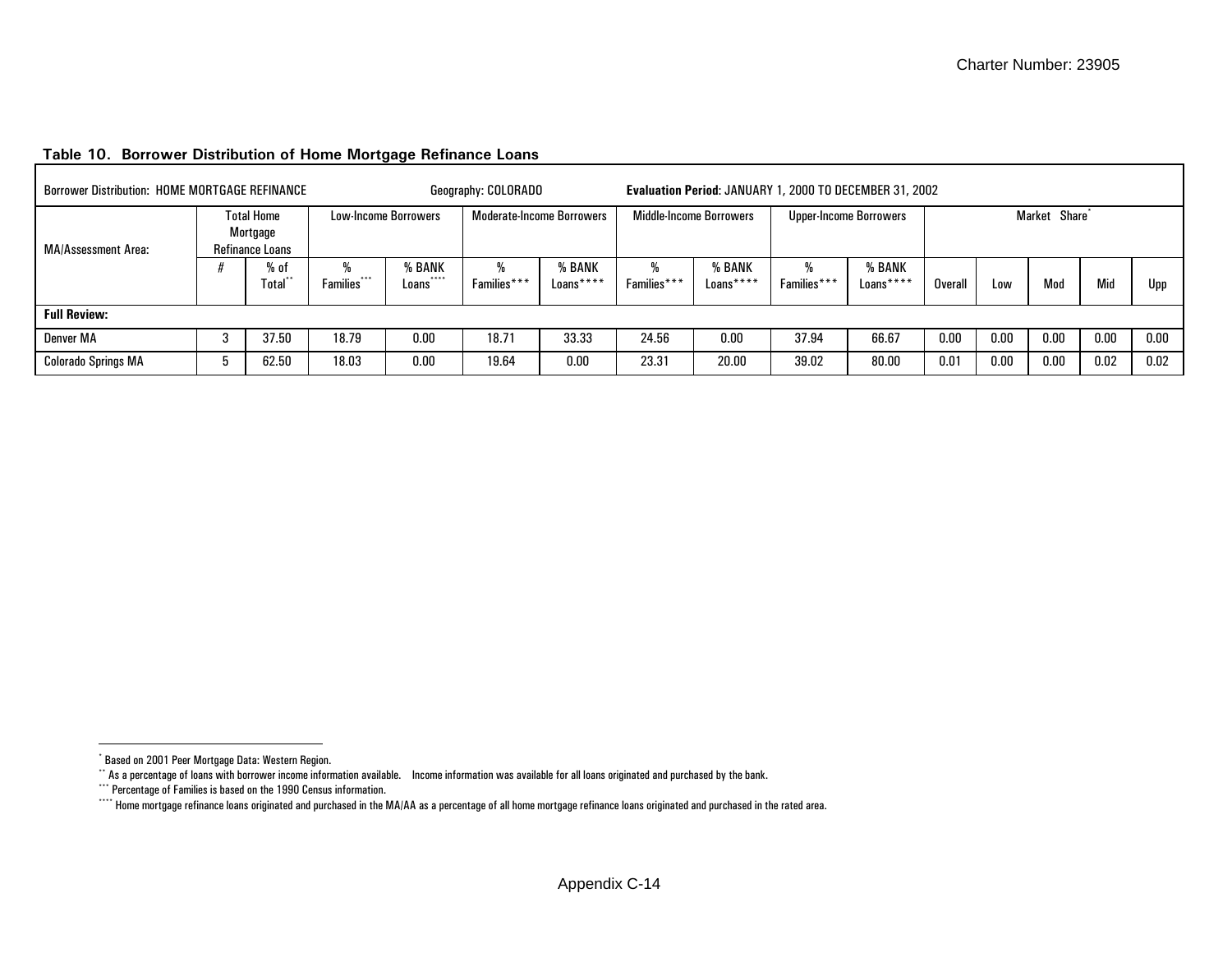**Table 10. Borrower Distribution of Home Mortgage Refinance Loans**

| Borrower Distribution: HOME MORTGAGE REFINANCE | | | Geography: COLORADO | | | | **Evaluation Period**: JANUARY 1, 2000 TO DECEMBER 31, 2002 | | | | | | | | |
|---|---|---|---|---|---|---|---|---|---|---|---|---|---|---|---|
| MA/Assessment Area: | Total Home Mortgage Refinance Loans | | Low-Income Borrowers | | Moderate-Income Borrowers | | Middle-Income Borrowers | | Upper-Income Borrowers | | Market Share* | | | | |
| | # | % of Total** | % Families*** | % BANK Loans**** | % Families*** | % BANK Loans**** | % Families*** | % BANK Loans**** | % Families*** | % BANK Loans**** | Overall | Low | Mod | Mid | Upp |
| **Full Review:** | | | | | | | | | | | | | | | |
| Denver MA | 3 | 37.50 | 18.79 | 0.00 | 18.71 | 33.33 | 24.56 | 0.00 | 37.94 | 66.67 | 0.00 | 0.00 | 0.00 | 0.00 | 0.00 |
| Colorado Springs MA | 5 | 62.50 | 18.03 | 0.00 | 19.64 | 0.00 | 23.31 | 20.00 | 39.02 | 80.00 | 0.01 | 0.00 | 0.00 | 0.02 | 0.02 |

* Based on 2001 Peer Mortgage Data: Western Region.
** As a percentage of loans with borrower income information available. Income information was available for all loans originated and purchased by the bank.
*** Percentage of Families is based on the 1990 Census information.
**** Home mortgage refinance loans originated and purchased in the MA/AA as a percentage of all home mortgage refinance loans originated and purchased in the rated area.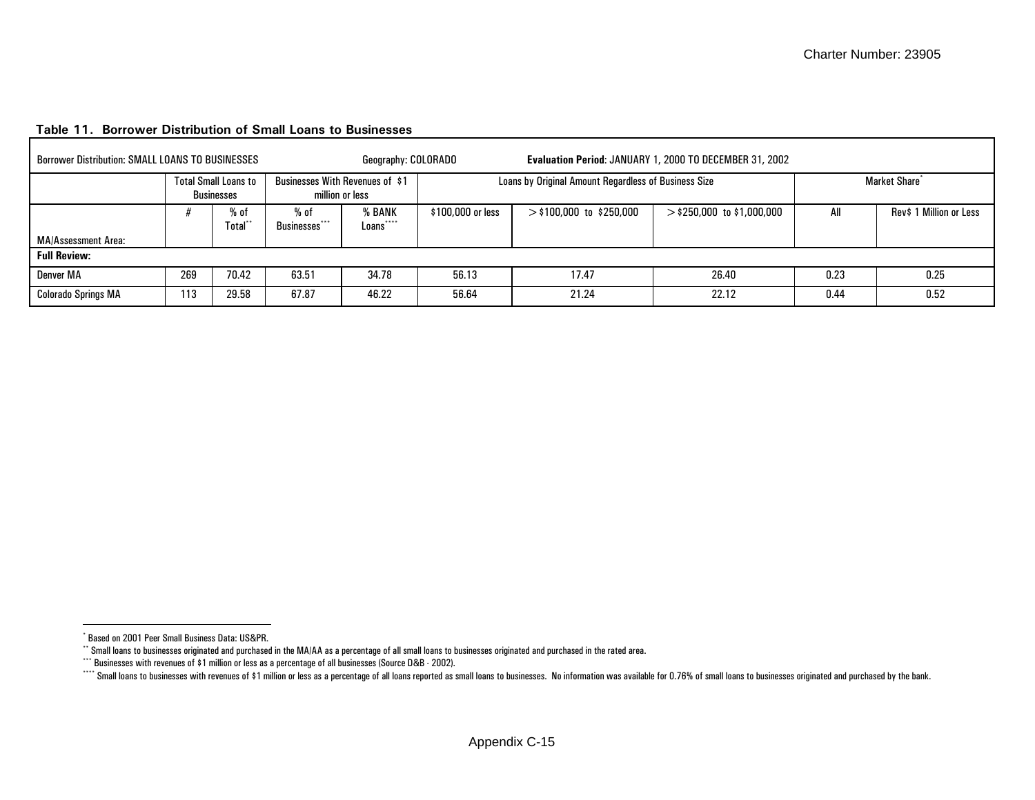**Table 11. Borrower Distribution of Small Loans to Businesses**

| Borrower Distribution: SMALL LOANS TO BUSINESSES | | Geography: COLORADO | | | **Evaluation Period**: JANUARY 1, 2000 TO DECEMBER 31, 2002 | | | | |
|---|---|---|---|---|---|---|---|---|---|
| | Total Small Loans to Businesses | | Businesses With Revenues of $1 million or less | | Loans by Original Amount Regardless of Business Size | | | Market Share* | |
| MA/Assessment Area: | # | % of Total** | % of Businesses*** | % BANK Loans**** | $100,000 or less | >$100,000 to $250,000 | >$250,000 to $1,000,000 | All | Rev$ 1 Million or Less |
| **Full Review:** | | | | | | | | | |
| Denver MA | 269 | 70.42 | 63.51 | 34.78 | 56.13 | 17.47 | 26.40 | 0.23 | 0.25 |
| Colorado Springs MA | 113 | 29.58 | 67.87 | 46.22 | 56.64 | 21.24 | 22.12 | 0.44 | 0.52 |

\* Based on 2001 Peer Small Business Data: US&PR.

\*\* Small loans to businesses originated and purchased in the MA/AA as a percentage of all small loans to businesses originated and purchased in the rated area.

\*\*\* Businesses with revenues of $1 million or less as a percentage of all businesses (Source D&B - 2002).

\*\*\*\* Small loans to businesses with revenues of $1 million or less as a percentage of all loans reported as small loans to businesses. No information was available for 0.76% of small loans to businesses originated and purchased by the bank.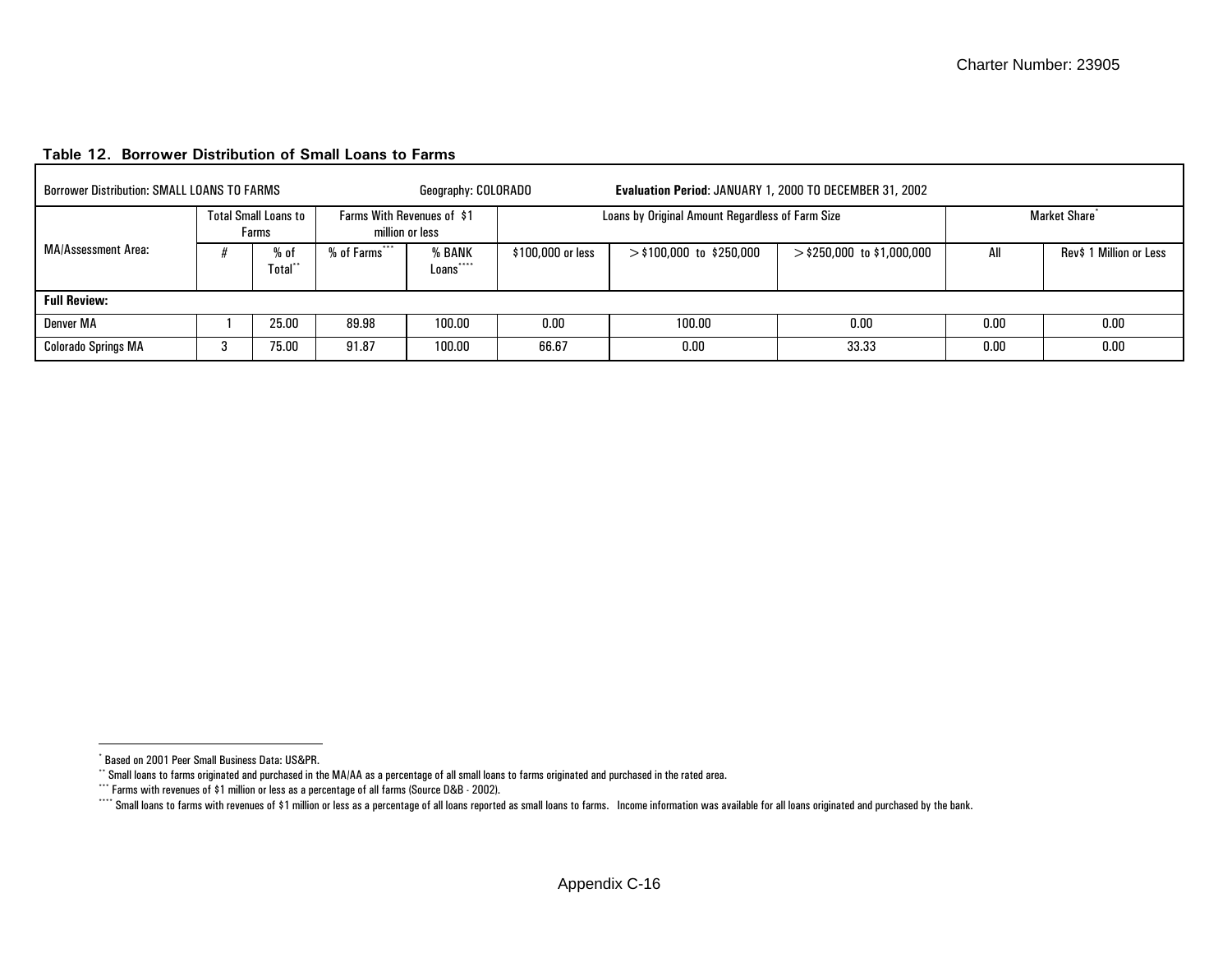**Table 12. Borrower Distribution of Small Loans to Farms**

| Borrower Distribution: SMALL LOANS TO FARMS | | | Geography: COLORADO | | **Evaluation Period**: JANUARY 1, 2000 TO DECEMBER 31, 2002 | | | | |
|---|---|---|---|---|---|---|---|---|---|
| MA/Assessment Area: | Total Small Loans to Farms | | Farms With Revenues of $1 million or less | | Loans by Original Amount Regardless of Farm Size | | | Market Share* | |
| | # | % of Total** | % of Farms*** | % BANK Loans**** | $100,000 or less | > $100,000 to $250,000 | > $250,000 to $1,000,000 | All | Rev$ 1 Million or Less |
| **Full Review:** | | | | | | | | | |
| Denver MA | 1 | 25.00 | 89.98 | 100.00 | 0.00 | 100.00 | 0.00 | 0.00 | 0.00 |
| Colorado Springs MA | 3 | 75.00 | 91.87 | 100.00 | 66.67 | 0.00 | 33.33 | 0.00 | 0.00 |

\* Based on 2001 Peer Small Business Data: US&PR.

\*\* Small loans to farms originated and purchased in the MA/AA as a percentage of all small loans to farms originated and purchased in the rated area.

\*\*\* Farms with revenues of $1 million or less as a percentage of all farms (Source D&B - 2002).

\*\*\*\* Small loans to farms with revenues of $1 million or less as a percentage of all loans reported as small loans to farms. Income information was available for all loans originated and purchased by the bank.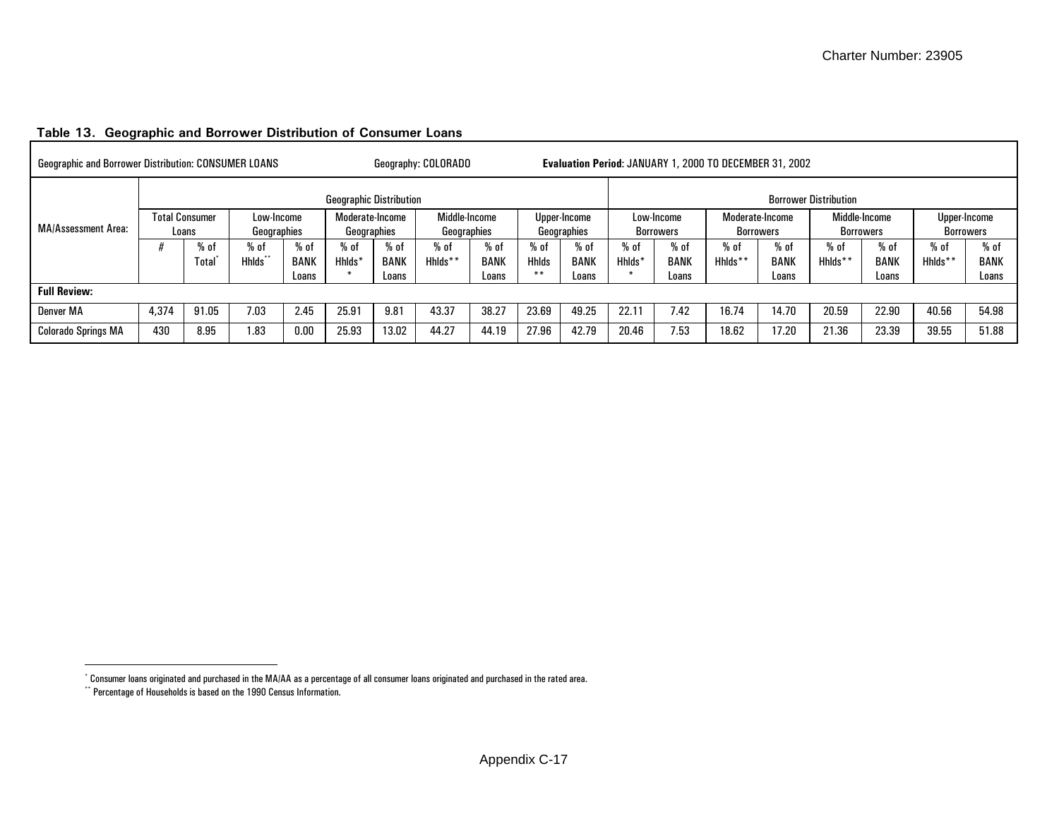**Table 13. Geographic and Borrower Distribution of Consumer Loans**

| Geographic and Borrower Distribution: CONSUMER LOANS | | | Geography: COLORADO | | | | | **Evaluation Period**: JANUARY 1, 2000 TO DECEMBER 31, 2002 | | | | | | | | | | | |
|---|---|---|---|---|---|---|---|---|---|---|---|---|---|---|---|---|---|---|---|
| MA/Assessment Area: | Geographic Distribution | | | | | | | | | | Borrower Distribution | | | | | | | | |
| | Total Consumer Loans | | Low-Income Geographies | | Moderate-Income Geographies | | Middle-Income Geographies | | Upper-Income Geographies | | Low-Income Borrowers | | Moderate-Income Borrowers | | Middle-Income Borrowers | | Upper-Income Borrowers | |
| | # | % of Total* | % of Hhlds** | % of BANK Loans | % of Hhlds** | % of BANK Loans | % of Hhlds** | % of BANK Loans | % of Hhlds** | % of BANK Loans | % of Hhlds** | % of BANK Loans | % of Hhlds** | % of BANK Loans | % of Hhlds** | % of BANK Loans | % of Hhlds** | % of BANK Loans |
| **Full Review:** | | | | | | | | | | | | | | | | | | | |
| Denver MA | 4,374 | 91.05 | 7.03 | 2.45 | 25.91 | 9.81 | 43.37 | 38.27 | 23.69 | 49.25 | 22.11 | 7.42 | 16.74 | 14.70 | 20.59 | 22.90 | 40.56 | 54.98 |
| Colorado Springs MA | 430 | 8.95 | 1.83 | 0.00 | 25.93 | 13.02 | 44.27 | 44.19 | 27.96 | 42.79 | 20.46 | 7.53 | 18.62 | 17.20 | 21.36 | 23.39 | 39.55 | 51.88 |

* Consumer loans originated and purchased in the MA/AA as a percentage of all consumer loans originated and purchased in the rated area.

** Percentage of Households is based on the 1990 Census Information.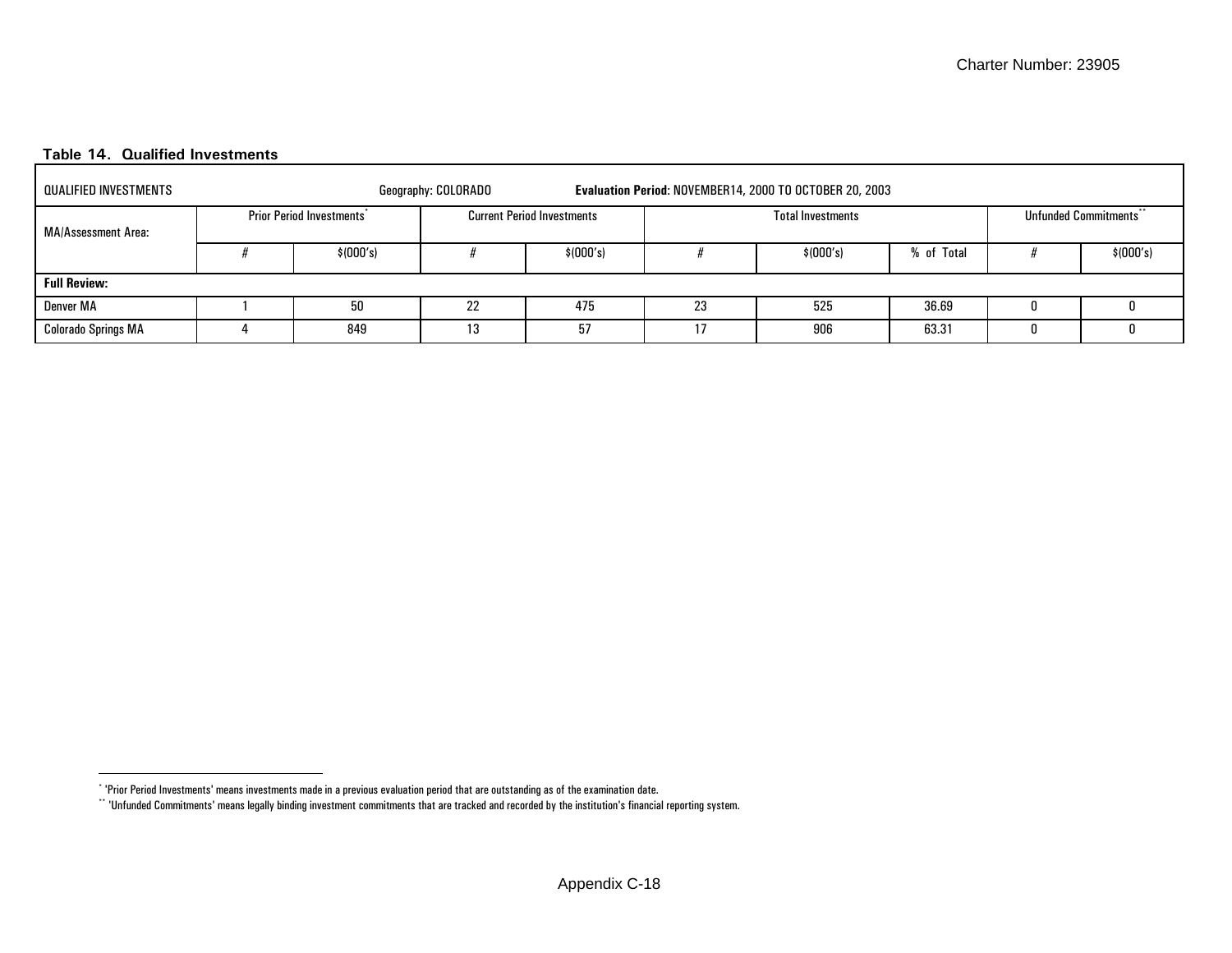**Table 14. Qualified Investments**

| QUALIFIED INVESTMENTS | Geography: COLORADO | | Evaluation Period: NOVEMBER14, 2000 TO OCTOBER 20, 2003 | | | | | | |
|---|---|---|---|---|---|---|---|---|---|
| MA/Assessment Area: | Prior Period Investments[*] | | Current Period Investments | | Total Investments | | | Unfunded Commitments[**] | |
| | # | $(000's) | # | $(000's) | # | $(000's) | % of Total | # | $(000's) |
| **Full Review:** | | | | | | | | | |
| Denver MA | 1 | 50 | 22 | 475 | 23 | 525 | 36.69 | 0 | 0 |
| Colorado Springs MA | 4 | 849 | 13 | 57 | 17 | 906 | 63.31 | 0 | 0 |

[*] 'Prior Period Investments' means investments made in a previous evaluation period that are outstanding as of the examination date.

[**] 'Unfunded Commitments' means legally binding investment commitments that are tracked and recorded by the institution's financial reporting system.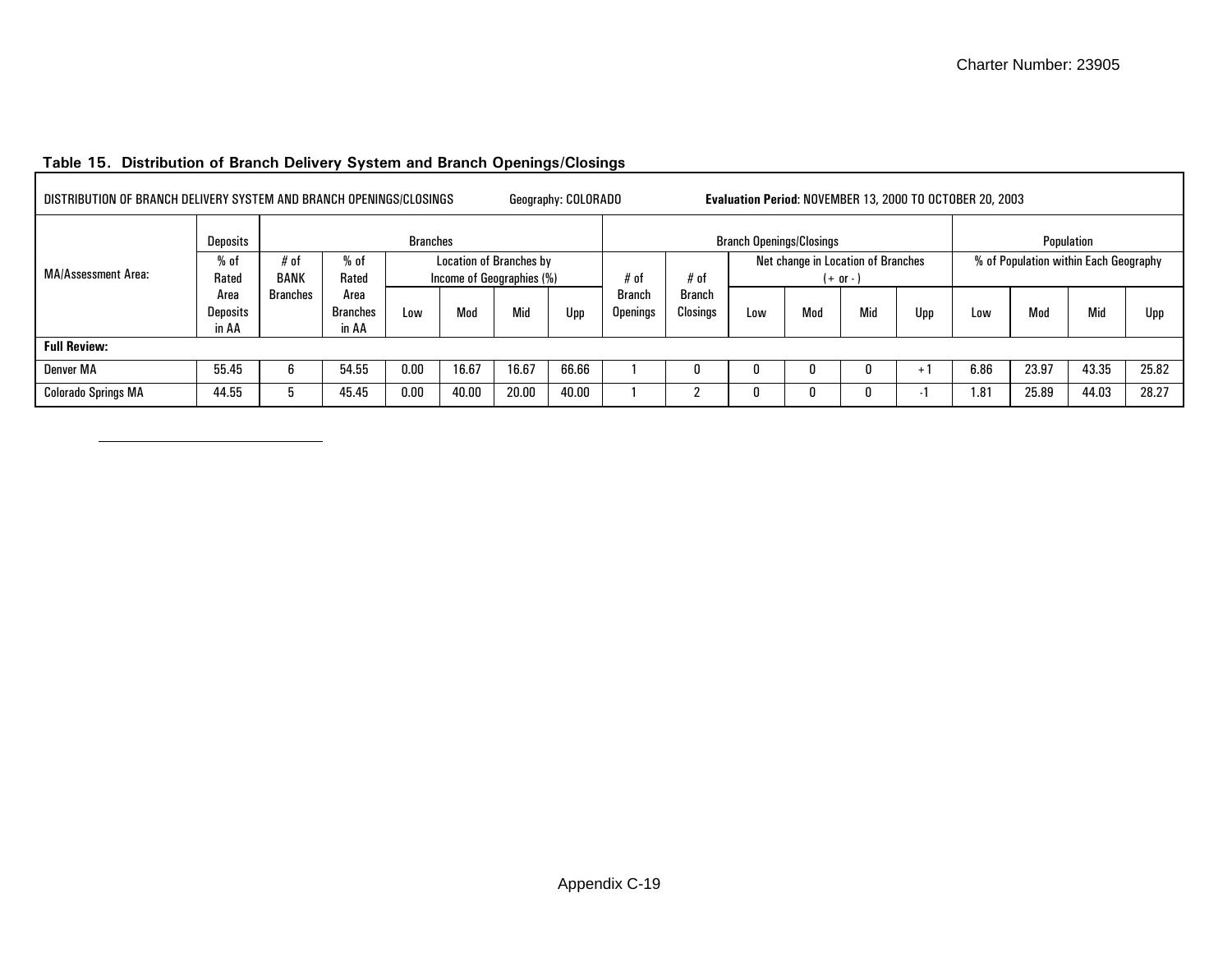**Table 15. Distribution of Branch Delivery System and Branch Openings/Closings**

DISTRIBUTION OF BRANCH DELIVERY SYSTEM AND BRANCH OPENINGS/CLOSINGS Geography: COLORADO **Evaluation Period**: NOVEMBER 13, 2000 TO OCTOBER 20, 2003

| MA/Assessment Area: | Deposits | Branches | | | | | | Branch Openings/Closings | | | | | | Population | | | |
|---|---|---|---|---|---|---|---|---|---|---|---|---|---|---|---|---|---|
| | % of Rated Area Deposits in AA | # of BANK Branches | % of Rated Area Branches in AA | Location of Branches by Income of Geographies (%) | | | | # of Branch Openings | # of Branch Closings | Net change in Location of Branches (+ or -) | | | | % of Population within Each Geography | | | |
| | | | | Low | Mod | Mid | Upp | | | Low | Mod | Mid | Upp | Low | Mod | Mid | Upp |
| **Full Review:** | | | | | | | | | | | | | | | | | |
| Denver MA | 55.45 | 6 | 54.55 | 0.00 | 16.67 | 16.67 | 66.66 | 1 | 0 | 0 | 0 | 0 | +1 | 6.86 | 23.97 | 43.35 | 25.82 |
| Colorado Springs MA | 44.55 | 5 | 45.45 | 0.00 | 40.00 | 20.00 | 40.00 | 1 | 2 | 0 | 0 | 0 | -1 | 1.81 | 25.89 | 44.03 | 28.27 |